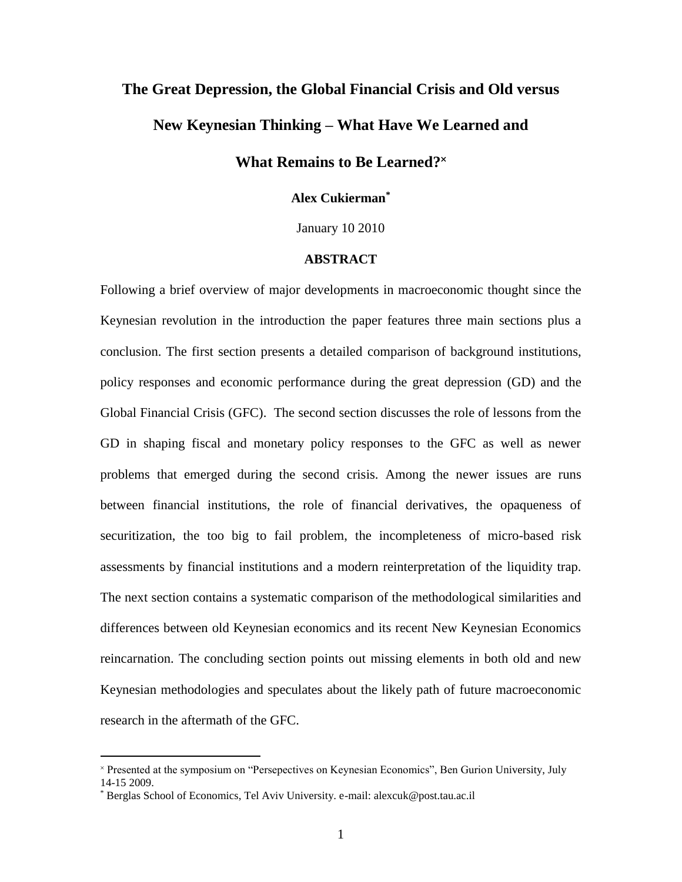# The Great Depression, the Global Financial Crisis and Old versus New Keynesian Thinking – What Have We Learned and What Remains to Be Learned?[×]

**Alex Cukierman**[*]

January 10 2010

## ABSTRACT

Following a brief overview of major developments in macroeconomic thought since the Keynesian revolution in the introduction the paper features three main sections plus a conclusion. The first section presents a detailed comparison of background institutions, policy responses and economic performance during the great depression (GD) and the Global Financial Crisis (GFC). The second section discusses the role of lessons from the GD in shaping fiscal and monetary policy responses to the GFC as well as newer problems that emerged during the second crisis. Among the newer issues are runs between financial institutions, the role of financial derivatives, the opaqueness of securitization, the too big to fail problem, the incompleteness of micro-based risk assessments by financial institutions and a modern reinterpretation of the liquidity trap. The next section contains a systematic comparison of the methodological similarities and differences between old Keynesian economics and its recent New Keynesian Economics reincarnation. The concluding section points out missing elements in both old and new Keynesian methodologies and speculates about the likely path of future macroeconomic research in the aftermath of the GFC.

---

[×] Presented at the symposium on "Persepectives on Keynesian Economics", Ben Gurion University, July 14-15 2009.

[*] Berglas School of Economics, Tel Aviv University. e-mail: alexcuk@post.tau.ac.il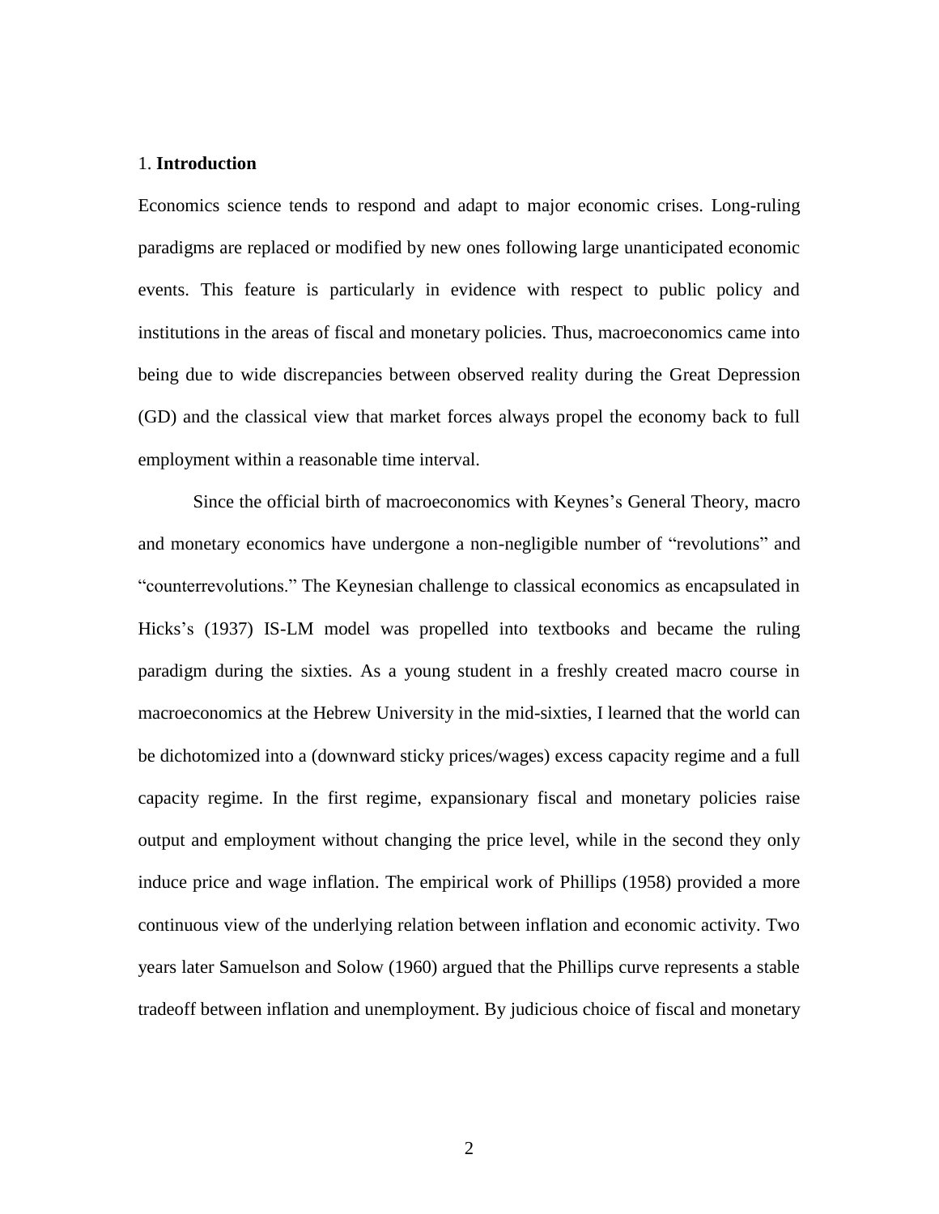## 1. **Introduction**

Economics science tends to respond and adapt to major economic crises. Long-ruling paradigms are replaced or modified by new ones following large unanticipated economic events. This feature is particularly in evidence with respect to public policy and institutions in the areas of fiscal and monetary policies. Thus, macroeconomics came into being due to wide discrepancies between observed reality during the Great Depression (GD) and the classical view that market forces always propel the economy back to full employment within a reasonable time interval.

Since the official birth of macroeconomics with Keynes's General Theory, macro and monetary economics have undergone a non-negligible number of "revolutions" and "counterrevolutions." The Keynesian challenge to classical economics as encapsulated in Hicks's (1937) IS-LM model was propelled into textbooks and became the ruling paradigm during the sixties. As a young student in a freshly created macro course in macroeconomics at the Hebrew University in the mid-sixties, I learned that the world can be dichotomized into a (downward sticky prices/wages) excess capacity regime and a full capacity regime. In the first regime, expansionary fiscal and monetary policies raise output and employment without changing the price level, while in the second they only induce price and wage inflation. The empirical work of Phillips (1958) provided a more continuous view of the underlying relation between inflation and economic activity. Two years later Samuelson and Solow (1960) argued that the Phillips curve represents a stable tradeoff between inflation and unemployment. By judicious choice of fiscal and monetary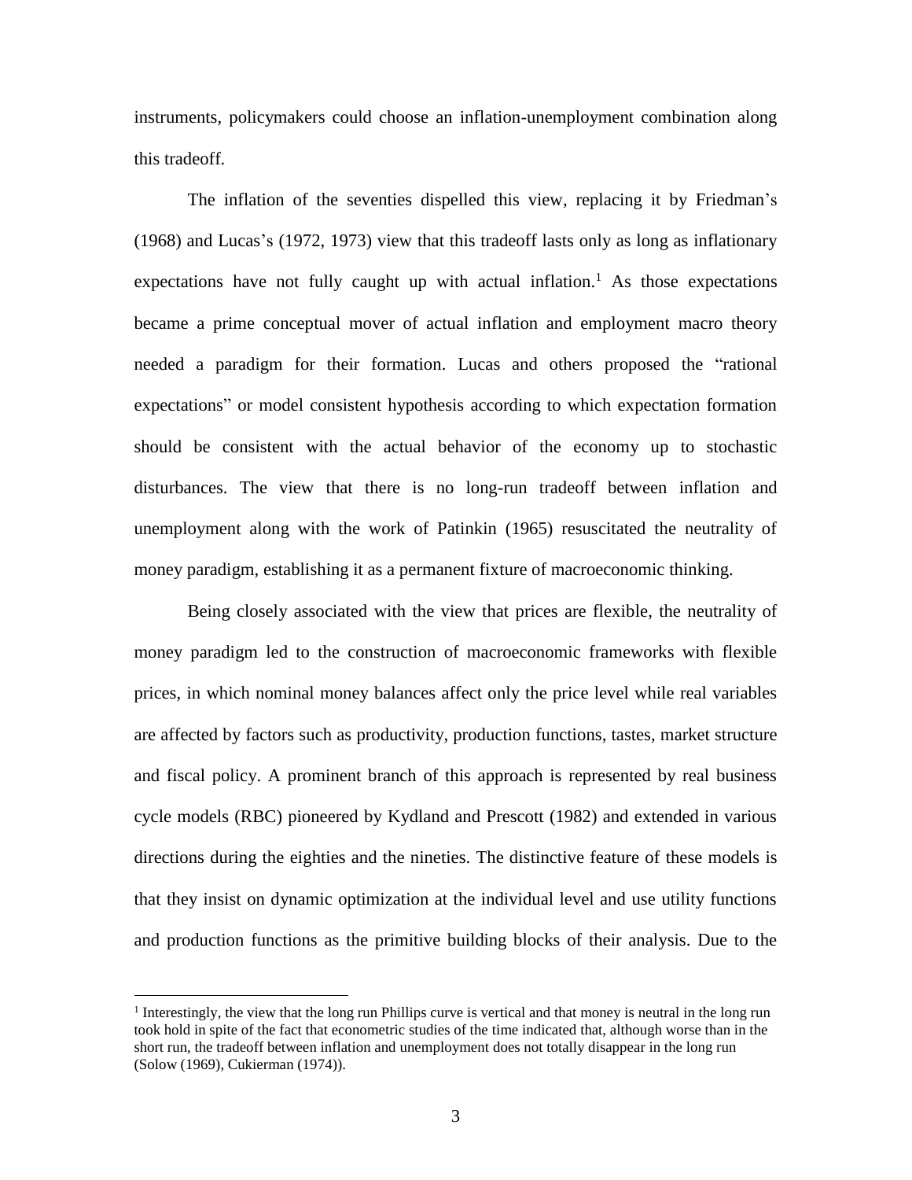instruments, policymakers could choose an inflation-unemployment combination along this tradeoff.

The inflation of the seventies dispelled this view, replacing it by Friedman's (1968) and Lucas's (1972, 1973) view that this tradeoff lasts only as long as inflationary expectations have not fully caught up with actual inflation.[1] As those expectations became a prime conceptual mover of actual inflation and employment macro theory needed a paradigm for their formation. Lucas and others proposed the "rational expectations" or model consistent hypothesis according to which expectation formation should be consistent with the actual behavior of the economy up to stochastic disturbances. The view that there is no long-run tradeoff between inflation and unemployment along with the work of Patinkin (1965) resuscitated the neutrality of money paradigm, establishing it as a permanent fixture of macroeconomic thinking.

Being closely associated with the view that prices are flexible, the neutrality of money paradigm led to the construction of macroeconomic frameworks with flexible prices, in which nominal money balances affect only the price level while real variables are affected by factors such as productivity, production functions, tastes, market structure and fiscal policy. A prominent branch of this approach is represented by real business cycle models (RBC) pioneered by Kydland and Prescott (1982) and extended in various directions during the eighties and the nineties. The distinctive feature of these models is that they insist on dynamic optimization at the individual level and use utility functions and production functions as the primitive building blocks of their analysis. Due to the

[1] Interestingly, the view that the long run Phillips curve is vertical and that money is neutral in the long run took hold in spite of the fact that econometric studies of the time indicated that, although worse than in the short run, the tradeoff between inflation and unemployment does not totally disappear in the long run (Solow (1969), Cukierman (1974)).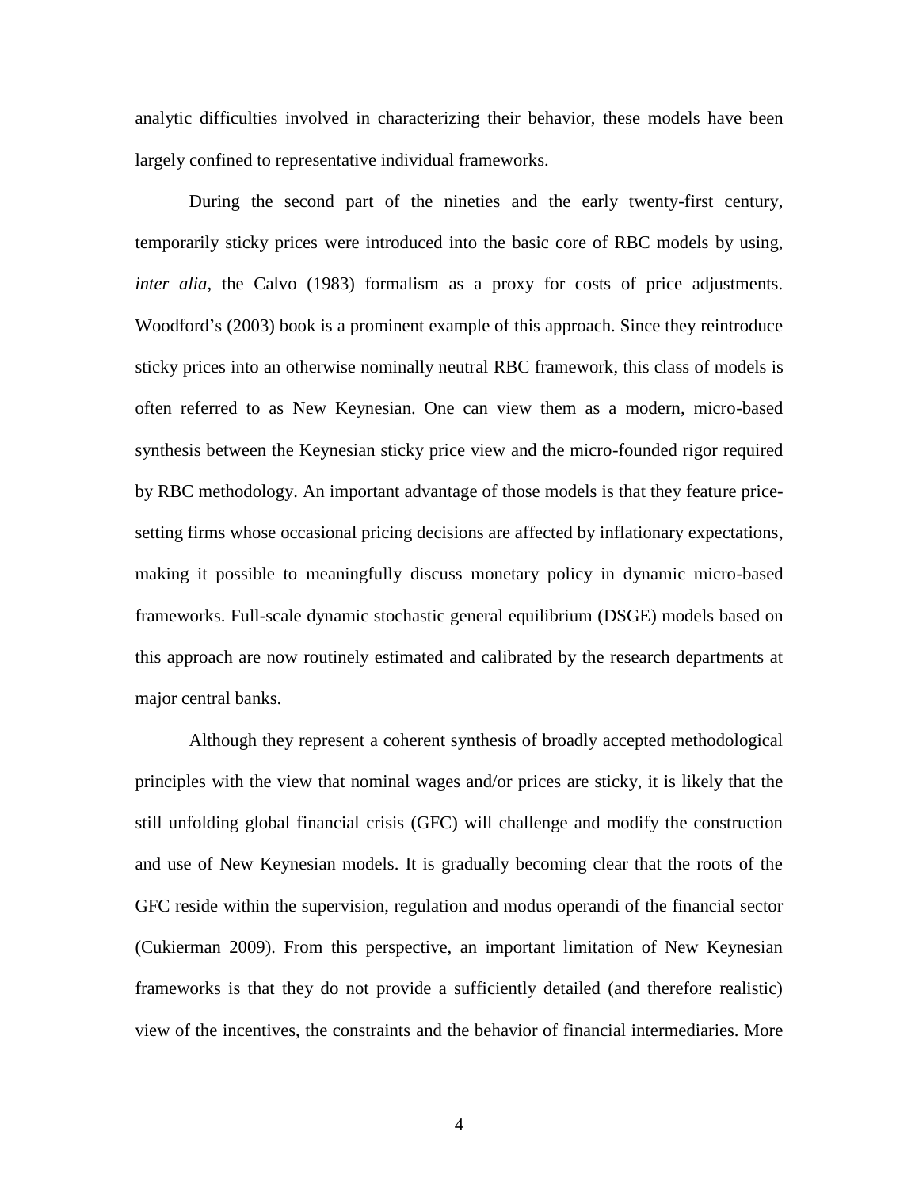analytic difficulties involved in characterizing their behavior, these models have been largely confined to representative individual frameworks.

During the second part of the nineties and the early twenty-first century, temporarily sticky prices were introduced into the basic core of RBC models by using, *inter alia*, the Calvo (1983) formalism as a proxy for costs of price adjustments. Woodford's (2003) book is a prominent example of this approach. Since they reintroduce sticky prices into an otherwise nominally neutral RBC framework, this class of models is often referred to as New Keynesian. One can view them as a modern, micro-based synthesis between the Keynesian sticky price view and the micro-founded rigor required by RBC methodology. An important advantage of those models is that they feature price-setting firms whose occasional pricing decisions are affected by inflationary expectations, making it possible to meaningfully discuss monetary policy in dynamic micro-based frameworks. Full-scale dynamic stochastic general equilibrium (DSGE) models based on this approach are now routinely estimated and calibrated by the research departments at major central banks.

Although they represent a coherent synthesis of broadly accepted methodological principles with the view that nominal wages and/or prices are sticky, it is likely that the still unfolding global financial crisis (GFC) will challenge and modify the construction and use of New Keynesian models. It is gradually becoming clear that the roots of the GFC reside within the supervision, regulation and modus operandi of the financial sector (Cukierman 2009). From this perspective, an important limitation of New Keynesian frameworks is that they do not provide a sufficiently detailed (and therefore realistic) view of the incentives, the constraints and the behavior of financial intermediaries. More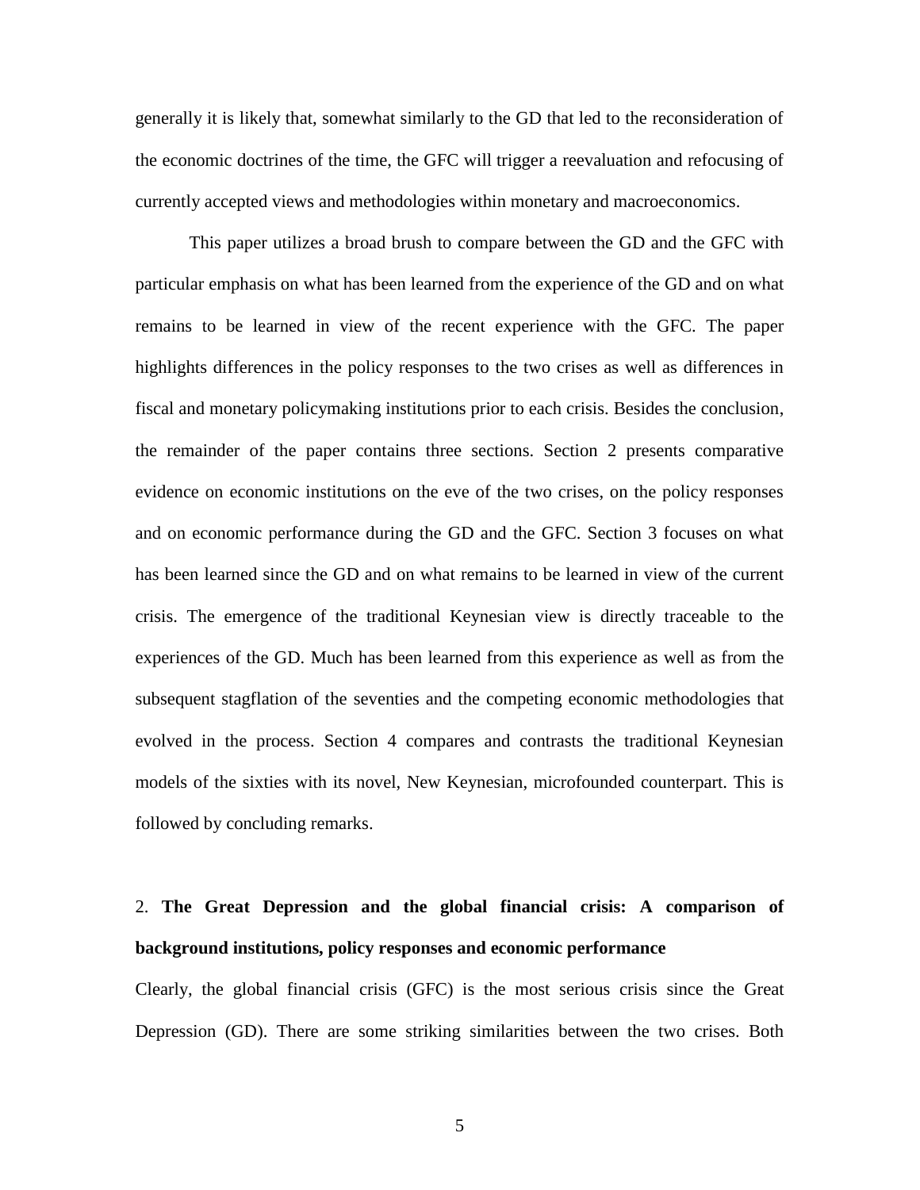generally it is likely that, somewhat similarly to the GD that led to the reconsideration of the economic doctrines of the time, the GFC will trigger a reevaluation and refocusing of currently accepted views and methodologies within monetary and macroeconomics.

This paper utilizes a broad brush to compare between the GD and the GFC with particular emphasis on what has been learned from the experience of the GD and on what remains to be learned in view of the recent experience with the GFC. The paper highlights differences in the policy responses to the two crises as well as differences in fiscal and monetary policymaking institutions prior to each crisis. Besides the conclusion, the remainder of the paper contains three sections. Section 2 presents comparative evidence on economic institutions on the eve of the two crises, on the policy responses and on economic performance during the GD and the GFC. Section 3 focuses on what has been learned since the GD and on what remains to be learned in view of the current crisis. The emergence of the traditional Keynesian view is directly traceable to the experiences of the GD. Much has been learned from this experience as well as from the subsequent stagflation of the seventies and the competing economic methodologies that evolved in the process. Section 4 compares and contrasts the traditional Keynesian models of the sixties with its novel, New Keynesian, microfounded counterpart. This is followed by concluding remarks.

## 2. **The Great Depression and the global financial crisis: A comparison of background institutions, policy responses and economic performance**

Clearly, the global financial crisis (GFC) is the most serious crisis since the Great Depression (GD). There are some striking similarities between the two crises. Both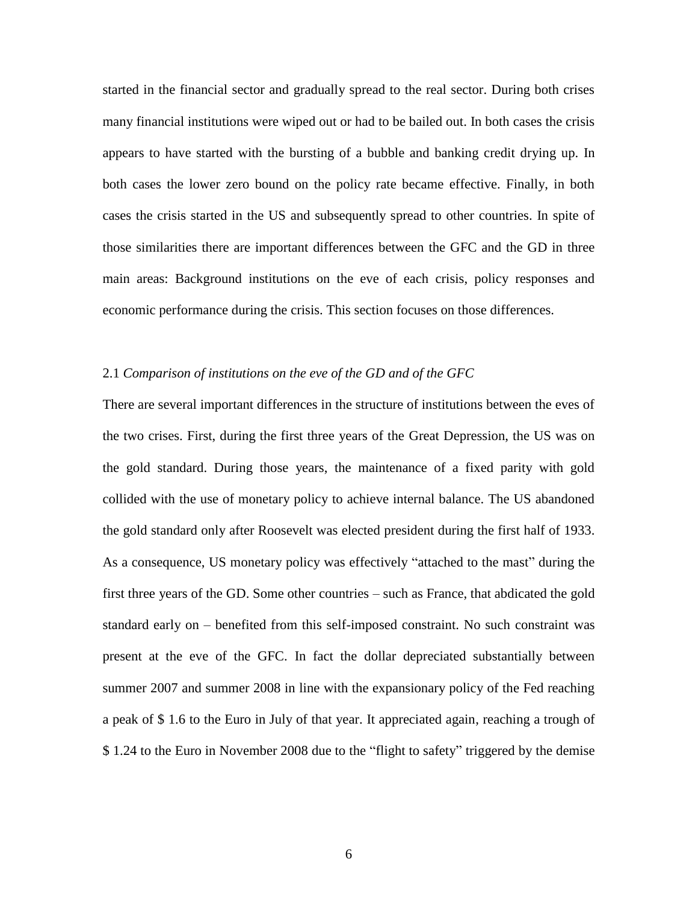started in the financial sector and gradually spread to the real sector. During both crises many financial institutions were wiped out or had to be bailed out. In both cases the crisis appears to have started with the bursting of a bubble and banking credit drying up. In both cases the lower zero bound on the policy rate became effective. Finally, in both cases the crisis started in the US and subsequently spread to other countries. In spite of those similarities there are important differences between the GFC and the GD in three main areas: Background institutions on the eve of each crisis, policy responses and economic performance during the crisis. This section focuses on those differences.

2.1 *Comparison of institutions on the eve of the GD and of the GFC*

There are several important differences in the structure of institutions between the eves of the two crises. First, during the first three years of the Great Depression, the US was on the gold standard. During those years, the maintenance of a fixed parity with gold collided with the use of monetary policy to achieve internal balance. The US abandoned the gold standard only after Roosevelt was elected president during the first half of 1933. As a consequence, US monetary policy was effectively "attached to the mast" during the first three years of the GD. Some other countries – such as France, that abdicated the gold standard early on – benefited from this self-imposed constraint. No such constraint was present at the eve of the GFC. In fact the dollar depreciated substantially between summer 2007 and summer 2008 in line with the expansionary policy of the Fed reaching a peak of $ 1.6 to the Euro in July of that year. It appreciated again, reaching a trough of $ 1.24 to the Euro in November 2008 due to the "flight to safety" triggered by the demise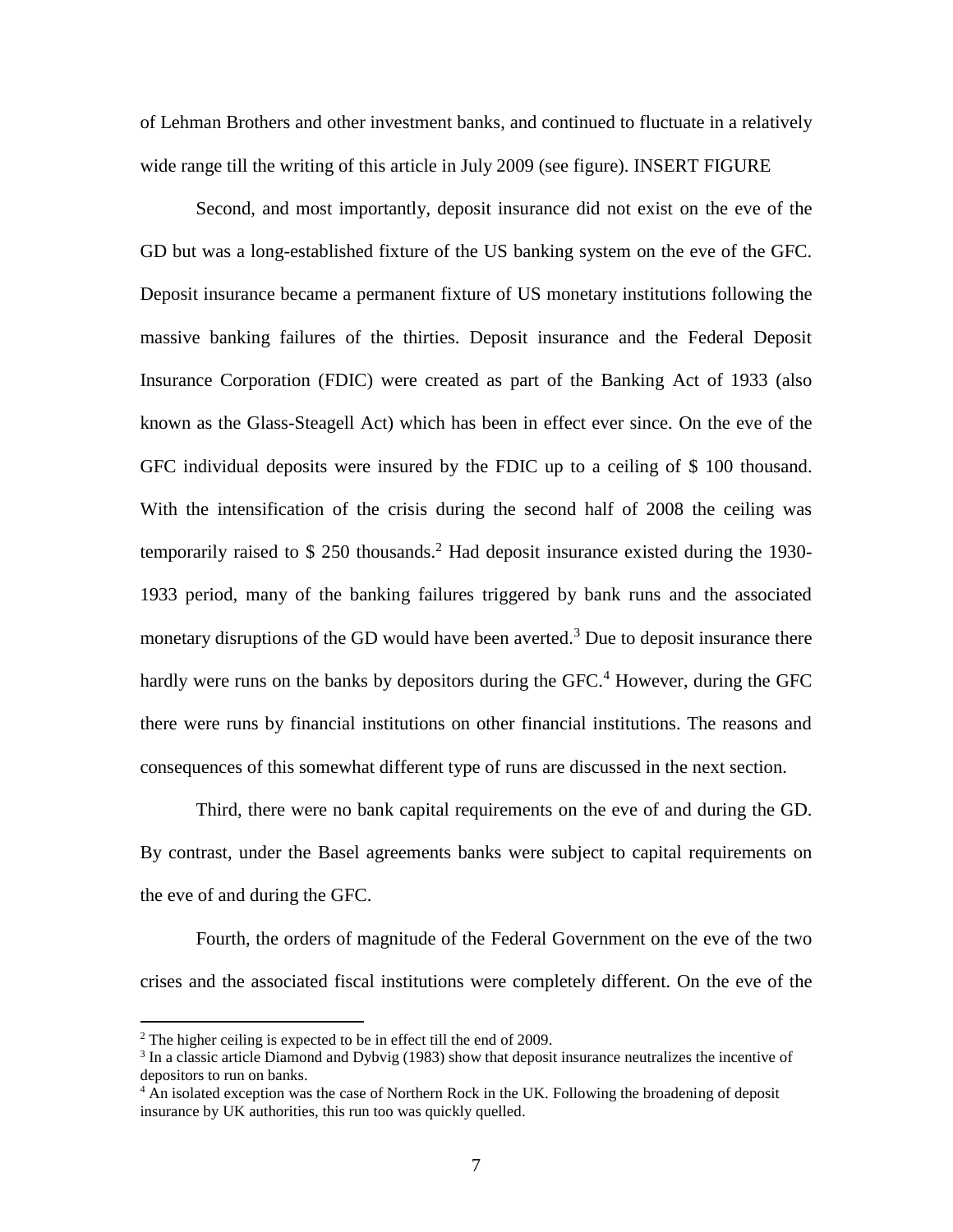of Lehman Brothers and other investment banks, and continued to fluctuate in a relatively wide range till the writing of this article in July 2009 (see figure). INSERT FIGURE

Second, and most importantly, deposit insurance did not exist on the eve of the GD but was a long-established fixture of the US banking system on the eve of the GFC. Deposit insurance became a permanent fixture of US monetary institutions following the massive banking failures of the thirties. Deposit insurance and the Federal Deposit Insurance Corporation (FDIC) were created as part of the Banking Act of 1933 (also known as the Glass-Steagell Act) which has been in effect ever since. On the eve of the GFC individual deposits were insured by the FDIC up to a ceiling of $ 100 thousand. With the intensification of the crisis during the second half of 2008 the ceiling was temporarily raised to $ 250 thousands.[2] Had deposit insurance existed during the 1930-1933 period, many of the banking failures triggered by bank runs and the associated monetary disruptions of the GD would have been averted.[3] Due to deposit insurance there hardly were runs on the banks by depositors during the GFC.[4] However, during the GFC there were runs by financial institutions on other financial institutions. The reasons and consequences of this somewhat different type of runs are discussed in the next section.

Third, there were no bank capital requirements on the eve of and during the GD. By contrast, under the Basel agreements banks were subject to capital requirements on the eve of and during the GFC.

Fourth, the orders of magnitude of the Federal Government on the eve of the two crises and the associated fiscal institutions were completely different. On the eve of the

---

[2] The higher ceiling is expected to be in effect till the end of 2009.

[3] In a classic article Diamond and Dybvig (1983) show that deposit insurance neutralizes the incentive of depositors to run on banks.

[4] An isolated exception was the case of Northern Rock in the UK. Following the broadening of deposit insurance by UK authorities, this run too was quickly quelled.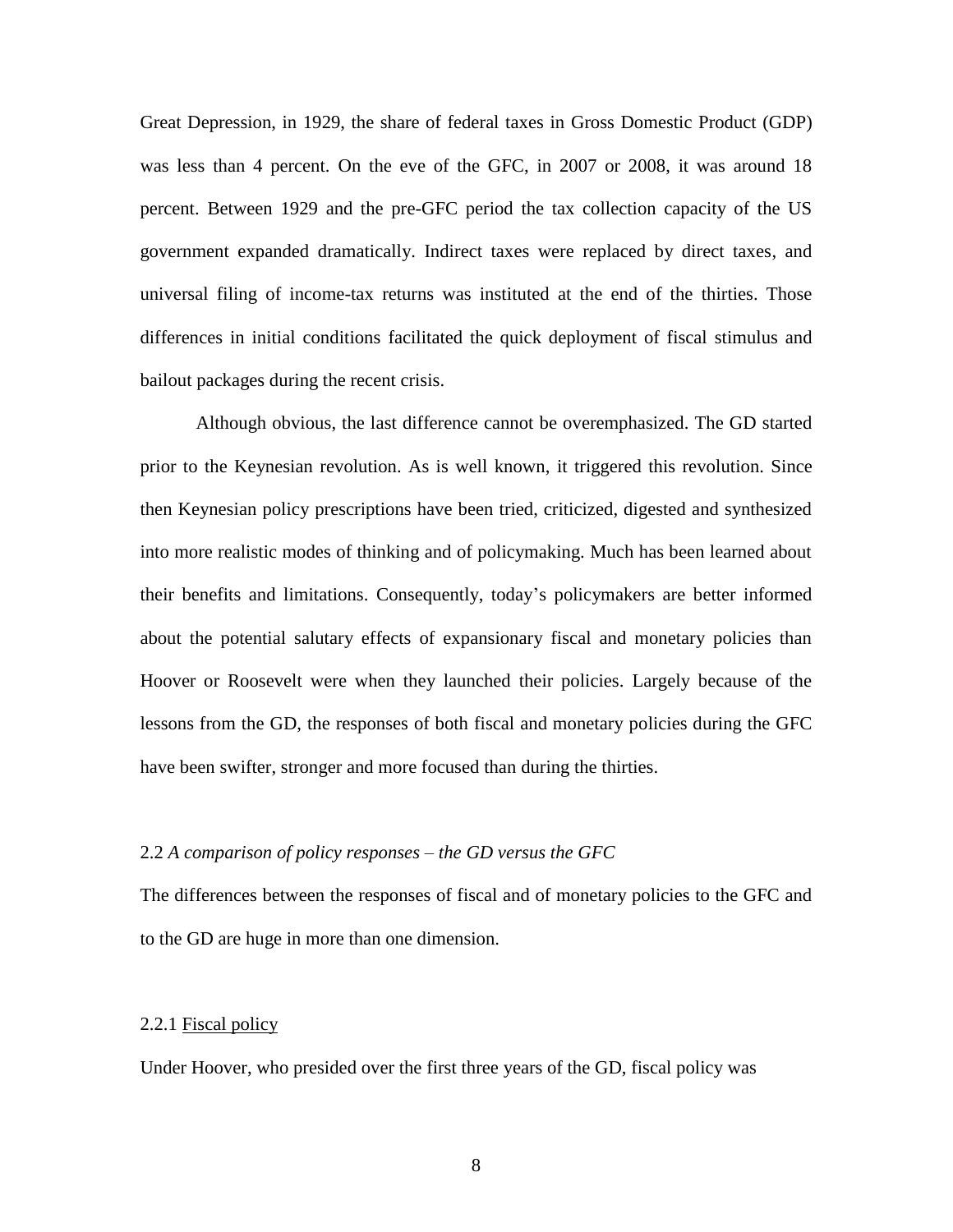Great Depression, in 1929, the share of federal taxes in Gross Domestic Product (GDP) was less than 4 percent. On the eve of the GFC, in 2007 or 2008, it was around 18 percent. Between 1929 and the pre-GFC period the tax collection capacity of the US government expanded dramatically. Indirect taxes were replaced by direct taxes, and universal filing of income-tax returns was instituted at the end of the thirties. Those differences in initial conditions facilitated the quick deployment of fiscal stimulus and bailout packages during the recent crisis.

Although obvious, the last difference cannot be overemphasized. The GD started prior to the Keynesian revolution. As is well known, it triggered this revolution. Since then Keynesian policy prescriptions have been tried, criticized, digested and synthesized into more realistic modes of thinking and of policymaking. Much has been learned about their benefits and limitations. Consequently, today's policymakers are better informed about the potential salutary effects of expansionary fiscal and monetary policies than Hoover or Roosevelt were when they launched their policies. Largely because of the lessons from the GD, the responses of both fiscal and monetary policies during the GFC have been swifter, stronger and more focused than during the thirties.

### 2.2 *A comparison of policy responses – the GD versus the GFC*

The differences between the responses of fiscal and of monetary policies to the GFC and to the GD are huge in more than one dimension.

#### 2.2.1 Fiscal policy

Under Hoover, who presided over the first three years of the GD, fiscal policy was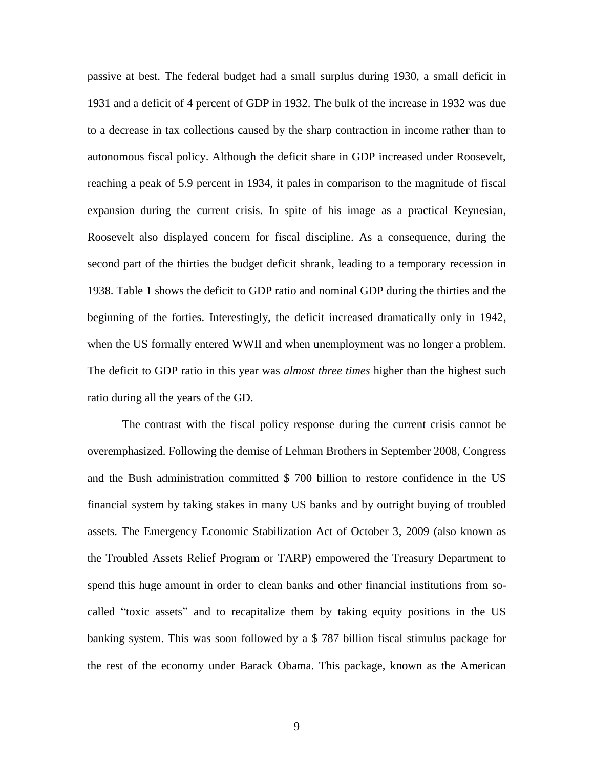passive at best. The federal budget had a small surplus during 1930, a small deficit in 1931 and a deficit of 4 percent of GDP in 1932. The bulk of the increase in 1932 was due to a decrease in tax collections caused by the sharp contraction in income rather than to autonomous fiscal policy. Although the deficit share in GDP increased under Roosevelt, reaching a peak of 5.9 percent in 1934, it pales in comparison to the magnitude of fiscal expansion during the current crisis. In spite of his image as a practical Keynesian, Roosevelt also displayed concern for fiscal discipline. As a consequence, during the second part of the thirties the budget deficit shrank, leading to a temporary recession in 1938. Table 1 shows the deficit to GDP ratio and nominal GDP during the thirties and the beginning of the forties. Interestingly, the deficit increased dramatically only in 1942, when the US formally entered WWII and when unemployment was no longer a problem. The deficit to GDP ratio in this year was *almost three times* higher than the highest such ratio during all the years of the GD.

The contrast with the fiscal policy response during the current crisis cannot be overemphasized. Following the demise of Lehman Brothers in September 2008, Congress and the Bush administration committed $ 700 billion to restore confidence in the US financial system by taking stakes in many US banks and by outright buying of troubled assets. The Emergency Economic Stabilization Act of October 3, 2009 (also known as the Troubled Assets Relief Program or TARP) empowered the Treasury Department to spend this huge amount in order to clean banks and other financial institutions from so-called "toxic assets" and to recapitalize them by taking equity positions in the US banking system. This was soon followed by a $ 787 billion fiscal stimulus package for the rest of the economy under Barack Obama. This package, known as the American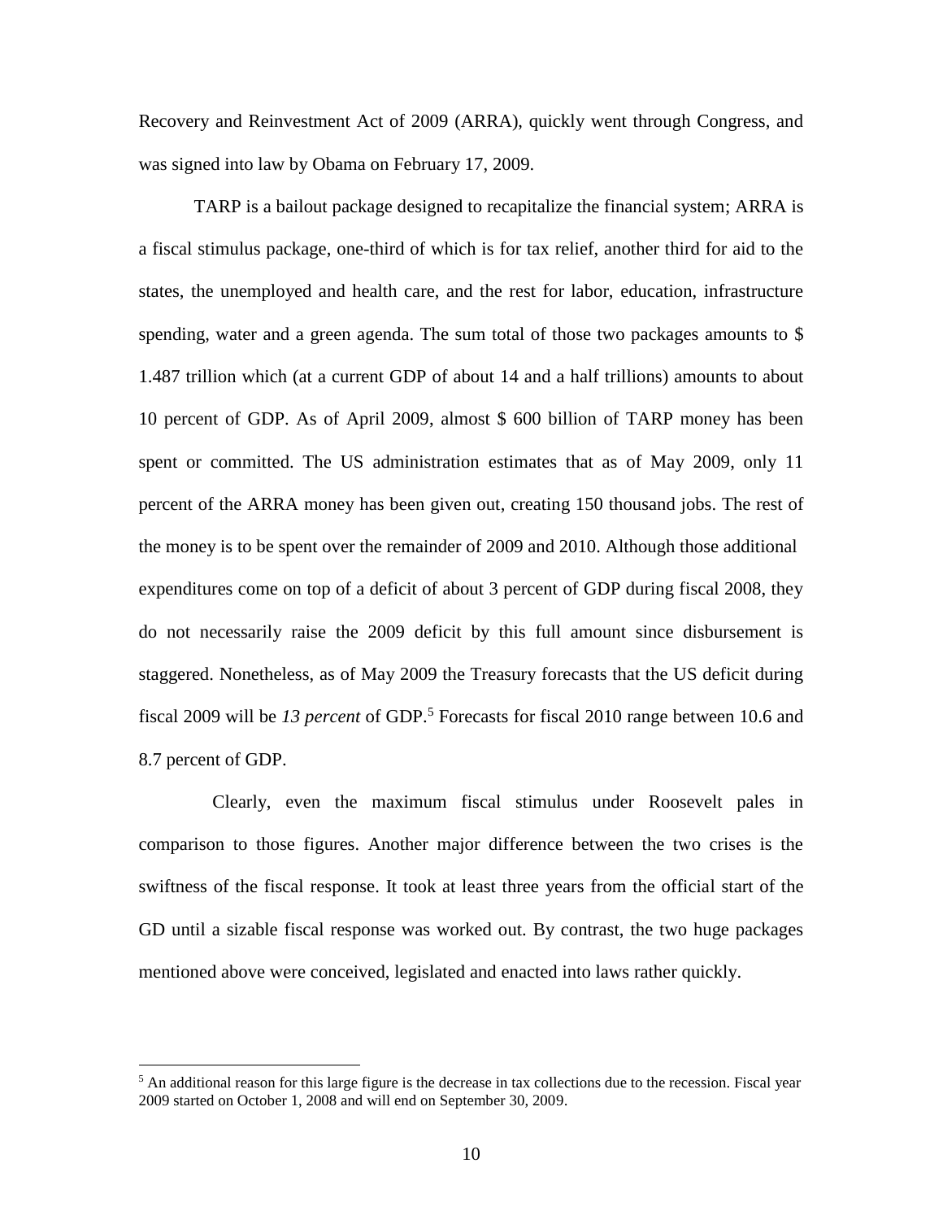Recovery and Reinvestment Act of 2009 (ARRA), quickly went through Congress, and was signed into law by Obama on February 17, 2009.

TARP is a bailout package designed to recapitalize the financial system; ARRA is a fiscal stimulus package, one-third of which is for tax relief, another third for aid to the states, the unemployed and health care, and the rest for labor, education, infrastructure spending, water and a green agenda. The sum total of those two packages amounts to $ 1.487 trillion which (at a current GDP of about 14 and a half trillions) amounts to about 10 percent of GDP. As of April 2009, almost $ 600 billion of TARP money has been spent or committed. The US administration estimates that as of May 2009, only 11 percent of the ARRA money has been given out, creating 150 thousand jobs. The rest of the money is to be spent over the remainder of 2009 and 2010. Although those additional expenditures come on top of a deficit of about 3 percent of GDP during fiscal 2008, they do not necessarily raise the 2009 deficit by this full amount since disbursement is staggered. Nonetheless, as of May 2009 the Treasury forecasts that the US deficit during fiscal 2009 will be *13 percent* of GDP.[5] Forecasts for fiscal 2010 range between 10.6 and 8.7 percent of GDP.

Clearly, even the maximum fiscal stimulus under Roosevelt pales in comparison to those figures. Another major difference between the two crises is the swiftness of the fiscal response. It took at least three years from the official start of the GD until a sizable fiscal response was worked out. By contrast, the two huge packages mentioned above were conceived, legislated and enacted into laws rather quickly.

[5] An additional reason for this large figure is the decrease in tax collections due to the recession. Fiscal year 2009 started on October 1, 2008 and will end on September 30, 2009.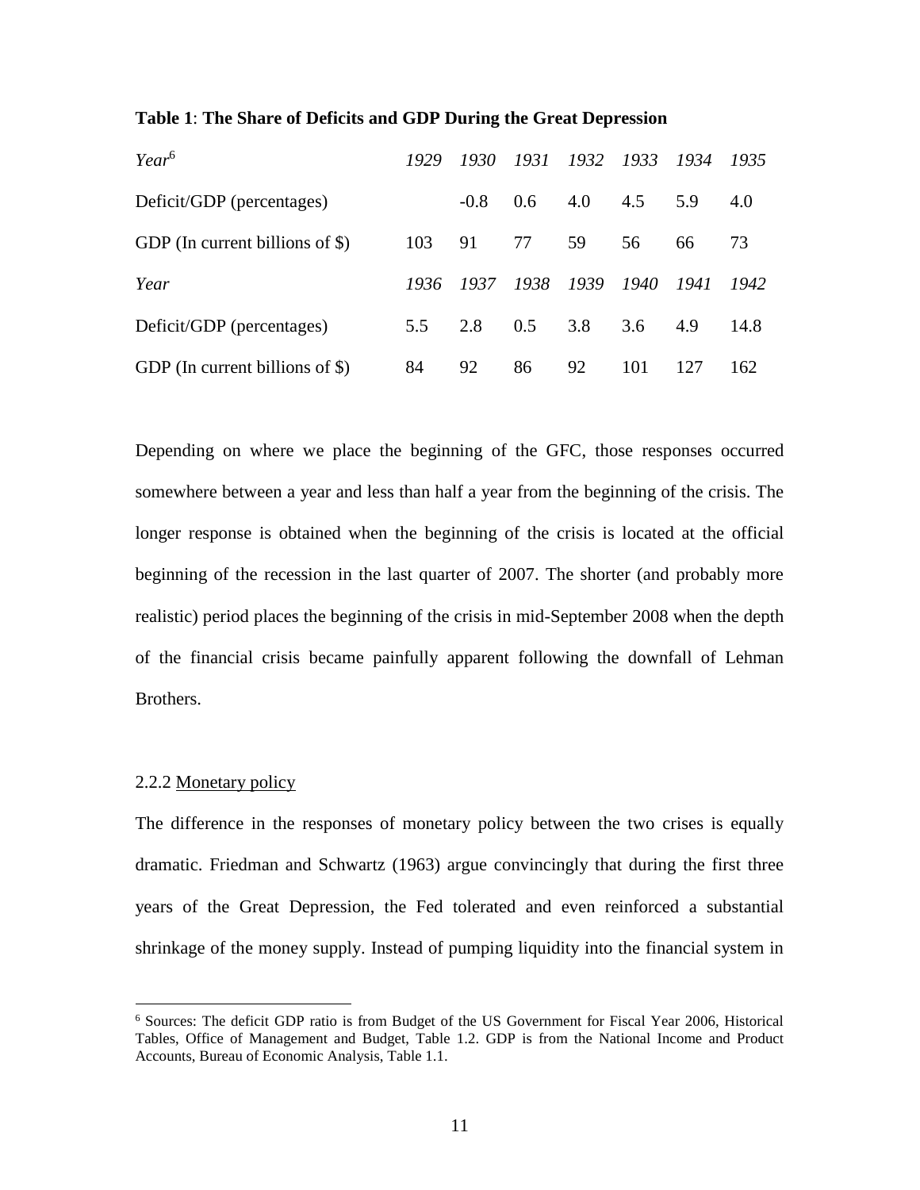**Table 1**: **The Share of Deficits and GDP During the Great Depression**

| *Year*[6] | *1929* | *1930* | *1931* | *1932* | *1933* | *1934* | *1935* |
|---|---|---|---|---|---|---|---|
| Deficit/GDP (percentages) | | -0.8 | 0.6 | 4.0 | 4.5 | 5.9 | 4.0 |
| GDP (In current billions of $) | 103 | 91 | 77 | 59 | 56 | 66 | 73 |
| *Year* | *1936* | *1937* | *1938* | *1939* | *1940* | *1941* | *1942* |
| Deficit/GDP (percentages) | 5.5 | 2.8 | 0.5 | 3.8 | 3.6 | 4.9 | 14.8 |
| GDP (In current billions of $) | 84 | 92 | 86 | 92 | 101 | 127 | 162 |

Depending on where we place the beginning of the GFC, those responses occurred somewhere between a year and less than half a year from the beginning of the crisis. The longer response is obtained when the beginning of the crisis is located at the official beginning of the recession in the last quarter of 2007. The shorter (and probably more realistic) period places the beginning of the crisis in mid-September 2008 when the depth of the financial crisis became painfully apparent following the downfall of Lehman Brothers.

2.2.2 Monetary policy

The difference in the responses of monetary policy between the two crises is equally dramatic. Friedman and Schwartz (1963) argue convincingly that during the first three years of the Great Depression, the Fed tolerated and even reinforced a substantial shrinkage of the money supply. Instead of pumping liquidity into the financial system in

[6] Sources: The deficit GDP ratio is from Budget of the US Government for Fiscal Year 2006, Historical Tables, Office of Management and Budget, Table 1.2. GDP is from the National Income and Product Accounts, Bureau of Economic Analysis, Table 1.1.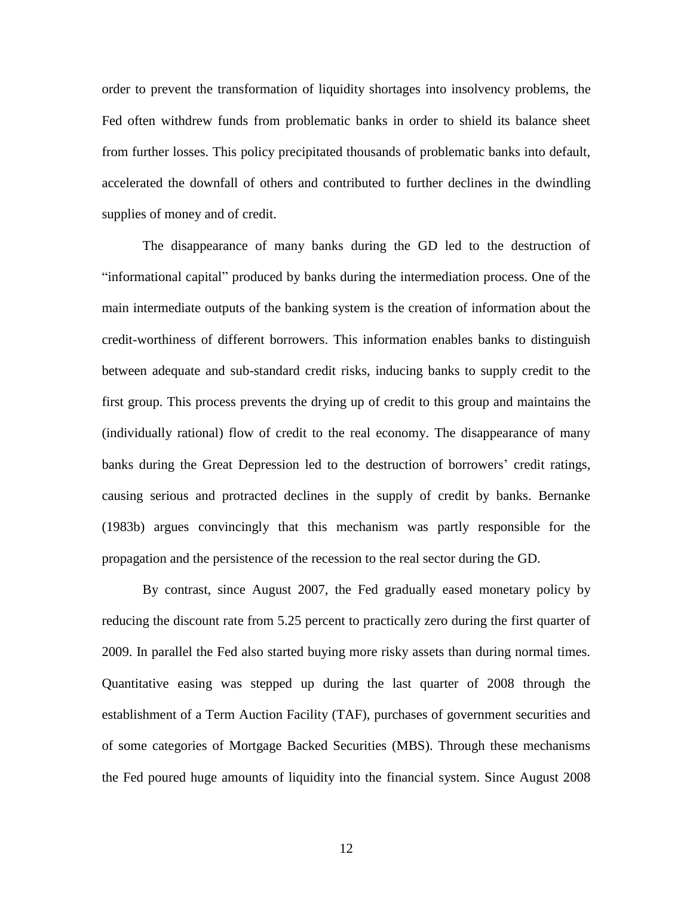order to prevent the transformation of liquidity shortages into insolvency problems, the Fed often withdrew funds from problematic banks in order to shield its balance sheet from further losses. This policy precipitated thousands of problematic banks into default, accelerated the downfall of others and contributed to further declines in the dwindling supplies of money and of credit.

The disappearance of many banks during the GD led to the destruction of "informational capital" produced by banks during the intermediation process. One of the main intermediate outputs of the banking system is the creation of information about the credit-worthiness of different borrowers. This information enables banks to distinguish between adequate and sub-standard credit risks, inducing banks to supply credit to the first group. This process prevents the drying up of credit to this group and maintains the (individually rational) flow of credit to the real economy. The disappearance of many banks during the Great Depression led to the destruction of borrowers' credit ratings, causing serious and protracted declines in the supply of credit by banks. Bernanke (1983b) argues convincingly that this mechanism was partly responsible for the propagation and the persistence of the recession to the real sector during the GD.

By contrast, since August 2007, the Fed gradually eased monetary policy by reducing the discount rate from 5.25 percent to practically zero during the first quarter of 2009. In parallel the Fed also started buying more risky assets than during normal times. Quantitative easing was stepped up during the last quarter of 2008 through the establishment of a Term Auction Facility (TAF), purchases of government securities and of some categories of Mortgage Backed Securities (MBS). Through these mechanisms the Fed poured huge amounts of liquidity into the financial system. Since August 2008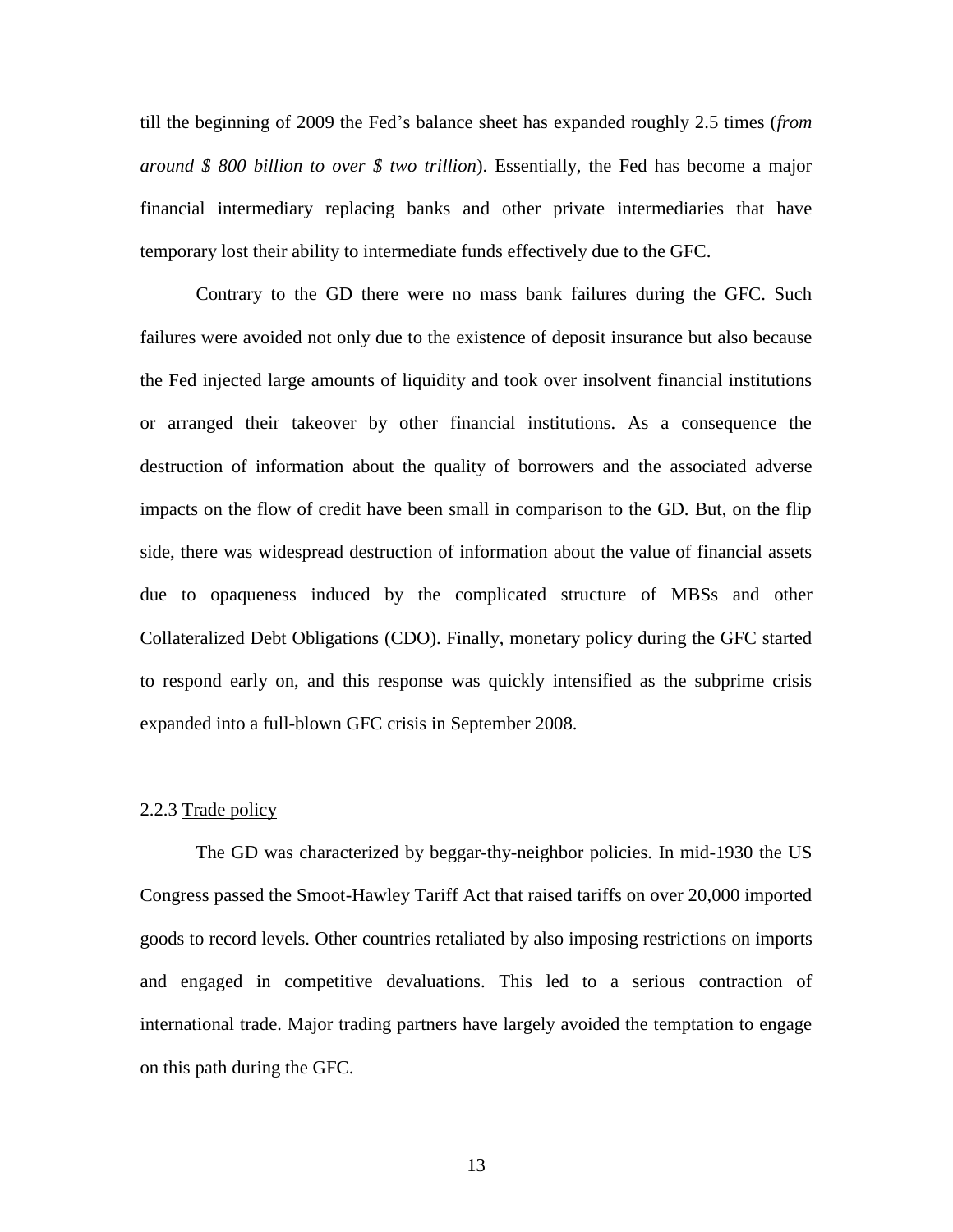till the beginning of 2009 the Fed's balance sheet has expanded roughly 2.5 times (*from around $ 800 billion to over $ two trillion*). Essentially, the Fed has become a major financial intermediary replacing banks and other private intermediaries that have temporary lost their ability to intermediate funds effectively due to the GFC.

Contrary to the GD there were no mass bank failures during the GFC. Such failures were avoided not only due to the existence of deposit insurance but also because the Fed injected large amounts of liquidity and took over insolvent financial institutions or arranged their takeover by other financial institutions. As a consequence the destruction of information about the quality of borrowers and the associated adverse impacts on the flow of credit have been small in comparison to the GD. But, on the flip side, there was widespread destruction of information about the value of financial assets due to opaqueness induced by the complicated structure of MBSs and other Collateralized Debt Obligations (CDO). Finally, monetary policy during the GFC started to respond early on, and this response was quickly intensified as the subprime crisis expanded into a full-blown GFC crisis in September 2008.

### 2.2.3 Trade policy

The GD was characterized by beggar-thy-neighbor policies. In mid-1930 the US Congress passed the Smoot-Hawley Tariff Act that raised tariffs on over 20,000 imported goods to record levels. Other countries retaliated by also imposing restrictions on imports and engaged in competitive devaluations. This led to a serious contraction of international trade. Major trading partners have largely avoided the temptation to engage on this path during the GFC.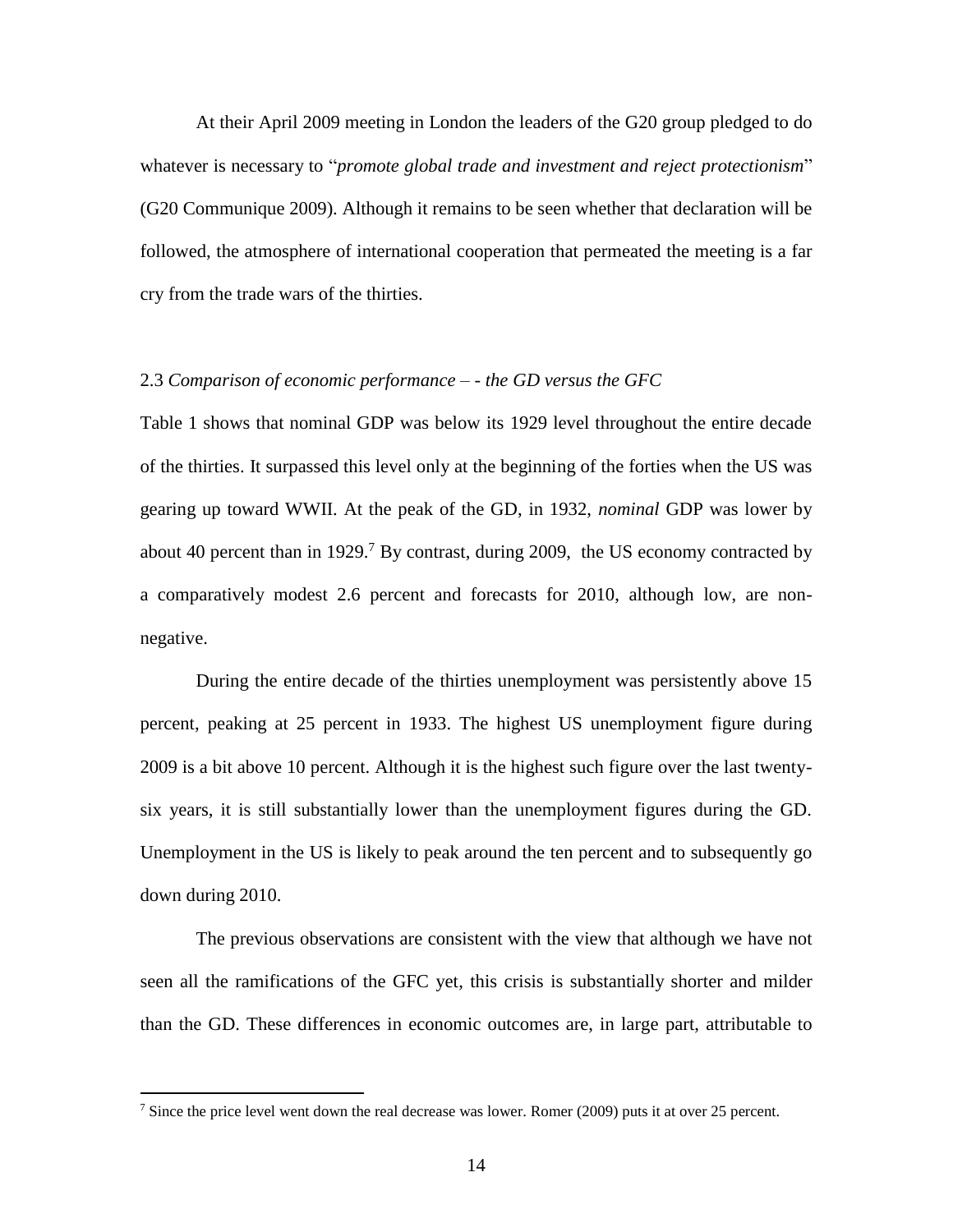At their April 2009 meeting in London the leaders of the G20 group pledged to do whatever is necessary to "*promote global trade and investment and reject protectionism*" (G20 Communique 2009). Although it remains to be seen whether that declaration will be followed, the atmosphere of international cooperation that permeated the meeting is a far cry from the trade wars of the thirties.

2.3 *Comparison of economic performance – - the GD versus the GFC*

Table 1 shows that nominal GDP was below its 1929 level throughout the entire decade of the thirties. It surpassed this level only at the beginning of the forties when the US was gearing up toward WWII. At the peak of the GD, in 1932, *nominal* GDP was lower by about 40 percent than in 1929.[7] By contrast, during 2009, the US economy contracted by a comparatively modest 2.6 percent and forecasts for 2010, although low, are non-negative.

During the entire decade of the thirties unemployment was persistently above 15 percent, peaking at 25 percent in 1933. The highest US unemployment figure during 2009 is a bit above 10 percent. Although it is the highest such figure over the last twenty-six years, it is still substantially lower than the unemployment figures during the GD. Unemployment in the US is likely to peak around the ten percent and to subsequently go down during 2010.

The previous observations are consistent with the view that although we have not seen all the ramifications of the GFC yet, this crisis is substantially shorter and milder than the GD. These differences in economic outcomes are, in large part, attributable to

[7] Since the price level went down the real decrease was lower. Romer (2009) puts it at over 25 percent.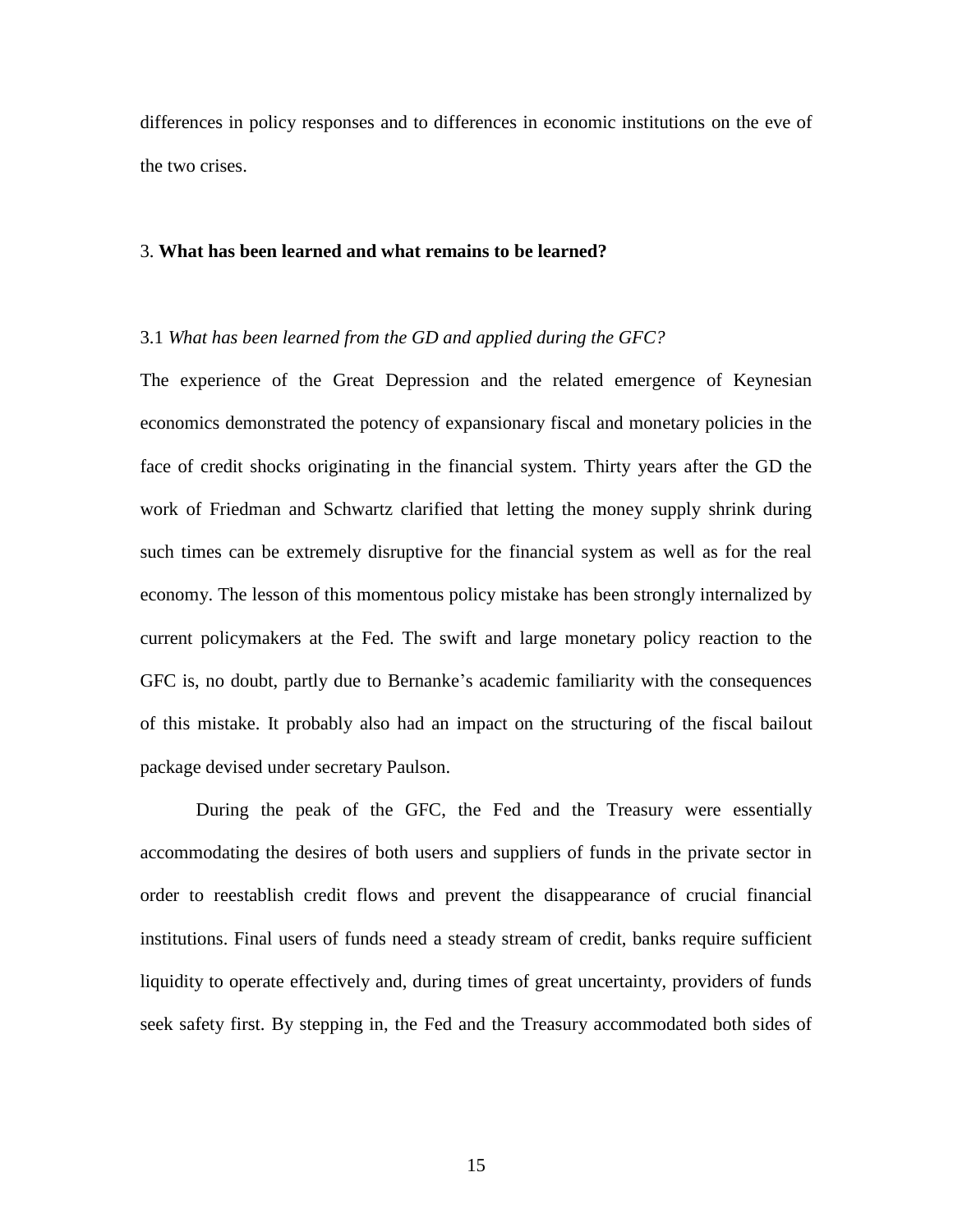differences in policy responses and to differences in economic institutions on the eve of the two crises.

## 3. **What has been learned and what remains to be learned?**

### 3.1 *What has been learned from the GD and applied during the GFC?*

The experience of the Great Depression and the related emergence of Keynesian economics demonstrated the potency of expansionary fiscal and monetary policies in the face of credit shocks originating in the financial system. Thirty years after the GD the work of Friedman and Schwartz clarified that letting the money supply shrink during such times can be extremely disruptive for the financial system as well as for the real economy. The lesson of this momentous policy mistake has been strongly internalized by current policymakers at the Fed. The swift and large monetary policy reaction to the GFC is, no doubt, partly due to Bernanke's academic familiarity with the consequences of this mistake. It probably also had an impact on the structuring of the fiscal bailout package devised under secretary Paulson.

During the peak of the GFC, the Fed and the Treasury were essentially accommodating the desires of both users and suppliers of funds in the private sector in order to reestablish credit flows and prevent the disappearance of crucial financial institutions. Final users of funds need a steady stream of credit, banks require sufficient liquidity to operate effectively and, during times of great uncertainty, providers of funds seek safety first. By stepping in, the Fed and the Treasury accommodated both sides of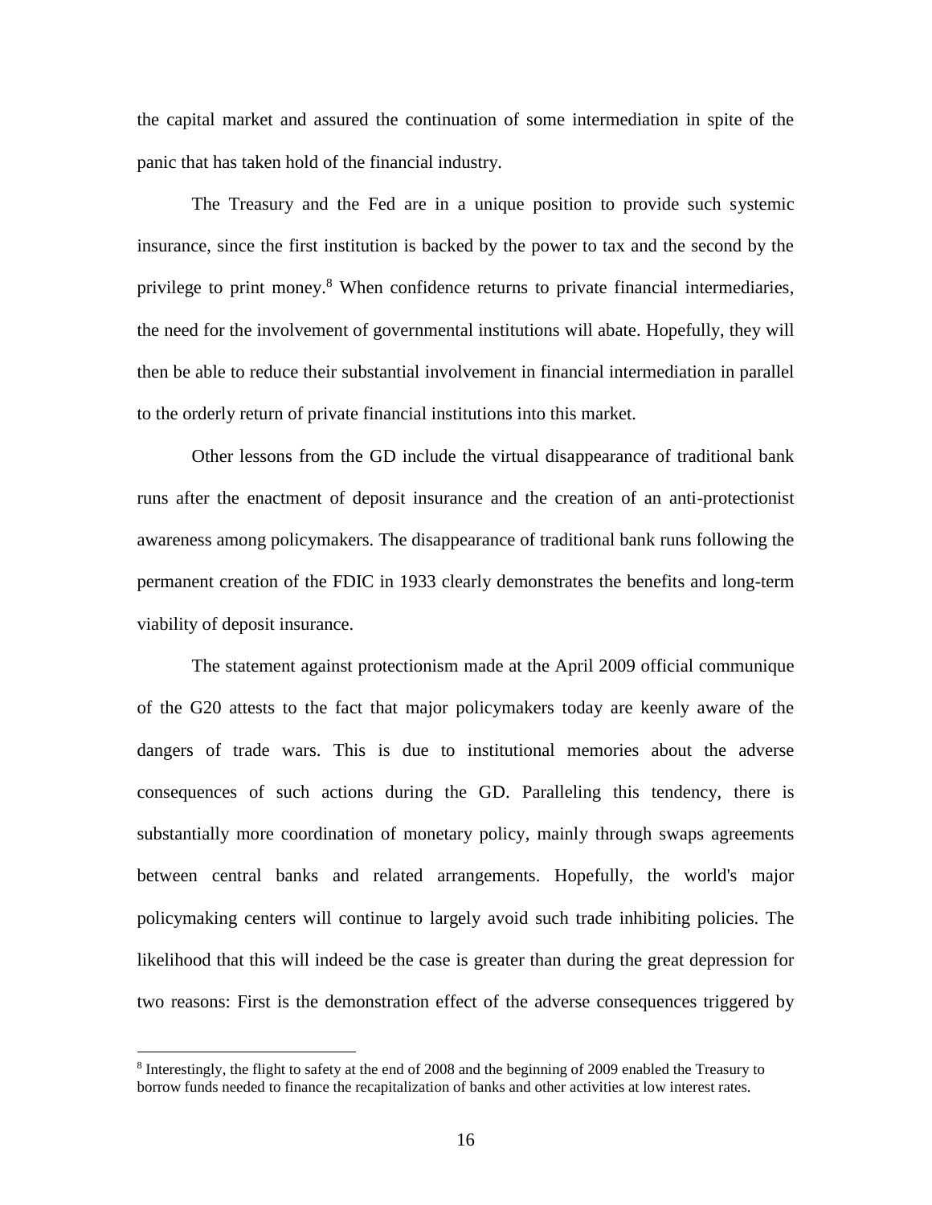the capital market and assured the continuation of some intermediation in spite of the panic that has taken hold of the financial industry.

The Treasury and the Fed are in a unique position to provide such systemic insurance, since the first institution is backed by the power to tax and the second by the privilege to print money.[8] When confidence returns to private financial intermediaries, the need for the involvement of governmental institutions will abate. Hopefully, they will then be able to reduce their substantial involvement in financial intermediation in parallel to the orderly return of private financial institutions into this market.

Other lessons from the GD include the virtual disappearance of traditional bank runs after the enactment of deposit insurance and the creation of an anti-protectionist awareness among policymakers. The disappearance of traditional bank runs following the permanent creation of the FDIC in 1933 clearly demonstrates the benefits and long-term viability of deposit insurance.

The statement against protectionism made at the April 2009 official communique of the G20 attests to the fact that major policymakers today are keenly aware of the dangers of trade wars. This is due to institutional memories about the adverse consequences of such actions during the GD. Paralleling this tendency, there is substantially more coordination of monetary policy, mainly through swaps agreements between central banks and related arrangements. Hopefully, the world's major policymaking centers will continue to largely avoid such trade inhibiting policies. The likelihood that this will indeed be the case is greater than during the great depression for two reasons: First is the demonstration effect of the adverse consequences triggered by

[8] Interestingly, the flight to safety at the end of 2008 and the beginning of 2009 enabled the Treasury to borrow funds needed to finance the recapitalization of banks and other activities at low interest rates.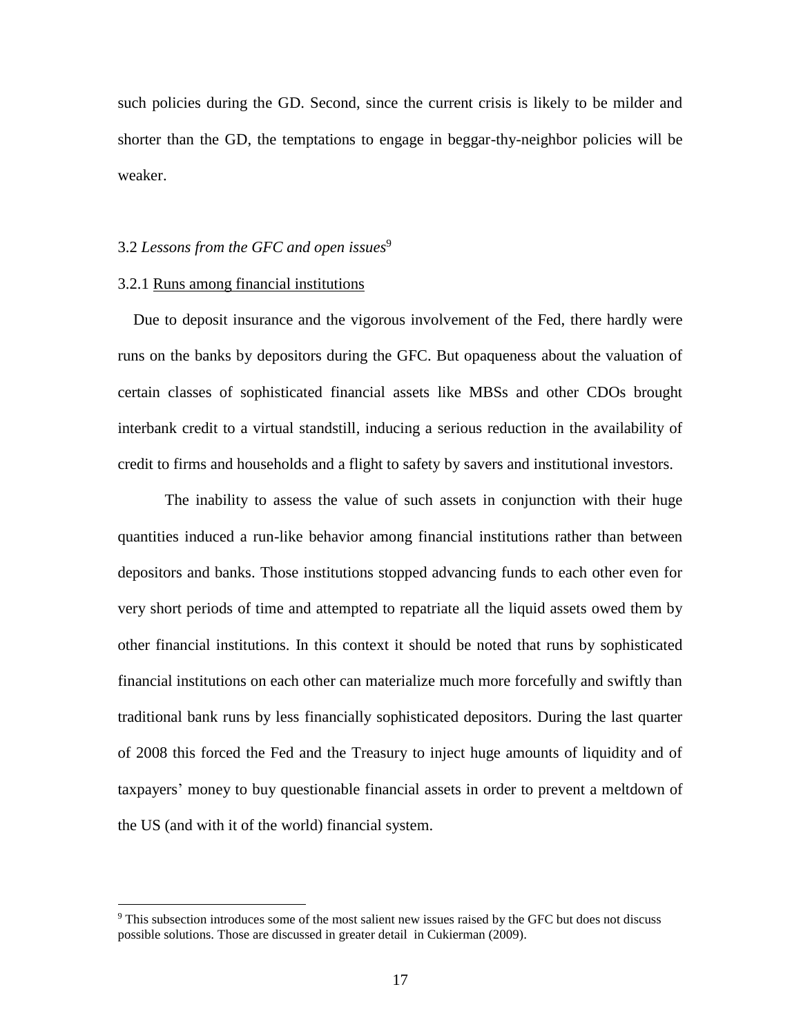such policies during the GD. Second, since the current crisis is likely to be milder and shorter than the GD, the temptations to engage in beggar-thy-neighbor policies will be weaker.

### 3.2 *Lessons from the GFC and open issues*[9]

#### 3.2.1 <u>Runs among financial institutions</u>

Due to deposit insurance and the vigorous involvement of the Fed, there hardly were runs on the banks by depositors during the GFC. But opaqueness about the valuation of certain classes of sophisticated financial assets like MBSs and other CDOs brought interbank credit to a virtual standstill, inducing a serious reduction in the availability of credit to firms and households and a flight to safety by savers and institutional investors.

The inability to assess the value of such assets in conjunction with their huge quantities induced a run-like behavior among financial institutions rather than between depositors and banks. Those institutions stopped advancing funds to each other even for very short periods of time and attempted to repatriate all the liquid assets owed them by other financial institutions. In this context it should be noted that runs by sophisticated financial institutions on each other can materialize much more forcefully and swiftly than traditional bank runs by less financially sophisticated depositors. During the last quarter of 2008 this forced the Fed and the Treasury to inject huge amounts of liquidity and of taxpayers' money to buy questionable financial assets in order to prevent a meltdown of the US (and with it of the world) financial system.

---

[9] This subsection introduces some of the most salient new issues raised by the GFC but does not discuss possible solutions. Those are discussed in greater detail in Cukierman (2009).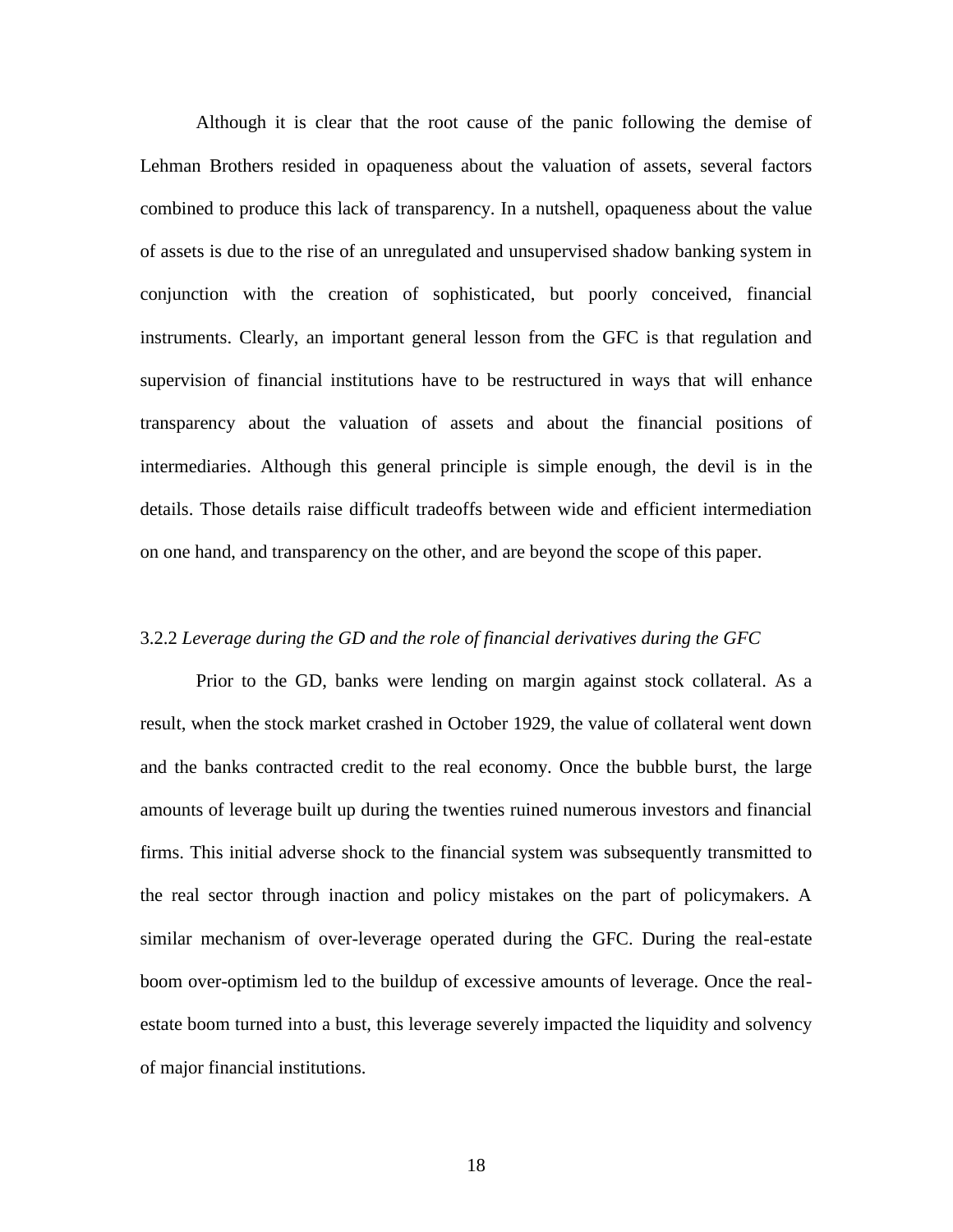Although it is clear that the root cause of the panic following the demise of Lehman Brothers resided in opaqueness about the valuation of assets, several factors combined to produce this lack of transparency. In a nutshell, opaqueness about the value of assets is due to the rise of an unregulated and unsupervised shadow banking system in conjunction with the creation of sophisticated, but poorly conceived, financial instruments. Clearly, an important general lesson from the GFC is that regulation and supervision of financial institutions have to be restructured in ways that will enhance transparency about the valuation of assets and about the financial positions of intermediaries. Although this general principle is simple enough, the devil is in the details. Those details raise difficult tradeoffs between wide and efficient intermediation on one hand, and transparency on the other, and are beyond the scope of this paper.

### 3.2.2 *Leverage during the GD and the role of financial derivatives during the GFC*

Prior to the GD, banks were lending on margin against stock collateral. As a result, when the stock market crashed in October 1929, the value of collateral went down and the banks contracted credit to the real economy. Once the bubble burst, the large amounts of leverage built up during the twenties ruined numerous investors and financial firms. This initial adverse shock to the financial system was subsequently transmitted to the real sector through inaction and policy mistakes on the part of policymakers. A similar mechanism of over-leverage operated during the GFC. During the real-estate boom over-optimism led to the buildup of excessive amounts of leverage. Once the real-estate boom turned into a bust, this leverage severely impacted the liquidity and solvency of major financial institutions.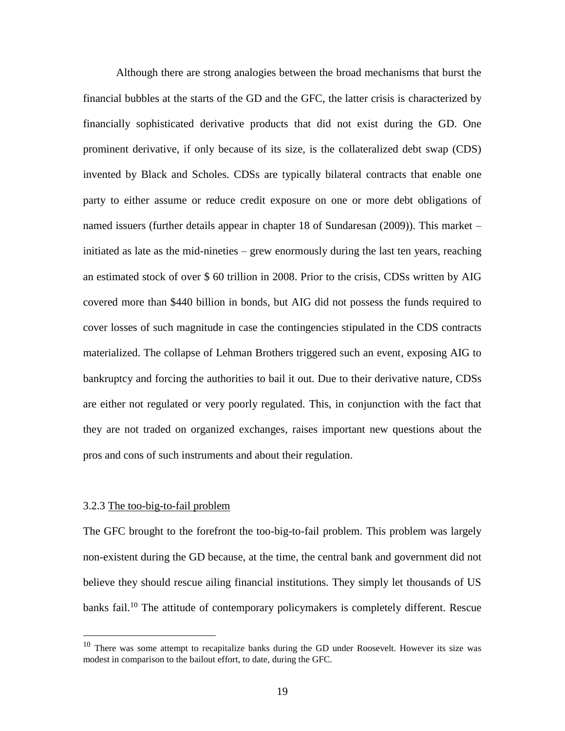Although there are strong analogies between the broad mechanisms that burst the financial bubbles at the starts of the GD and the GFC, the latter crisis is characterized by financially sophisticated derivative products that did not exist during the GD. One prominent derivative, if only because of its size, is the collateralized debt swap (CDS) invented by Black and Scholes. CDSs are typically bilateral contracts that enable one party to either assume or reduce credit exposure on one or more debt obligations of named issuers (further details appear in chapter 18 of Sundaresan (2009)). This market – initiated as late as the mid-nineties – grew enormously during the last ten years, reaching an estimated stock of over $ 60 trillion in 2008. Prior to the crisis, CDSs written by AIG covered more than $440 billion in bonds, but AIG did not possess the funds required to cover losses of such magnitude in case the contingencies stipulated in the CDS contracts materialized. The collapse of Lehman Brothers triggered such an event, exposing AIG to bankruptcy and forcing the authorities to bail it out. Due to their derivative nature, CDSs are either not regulated or very poorly regulated. This, in conjunction with the fact that they are not traded on organized exchanges, raises important new questions about the pros and cons of such instruments and about their regulation.

### 3.2.3 The too-big-to-fail problem

The GFC brought to the forefront the too-big-to-fail problem. This problem was largely non-existent during the GD because, at the time, the central bank and government did not believe they should rescue ailing financial institutions. They simply let thousands of US banks fail.[10] The attitude of contemporary policymakers is completely different. Rescue

---

[10] There was some attempt to recapitalize banks during the GD under Roosevelt. However its size was modest in comparison to the bailout effort, to date, during the GFC.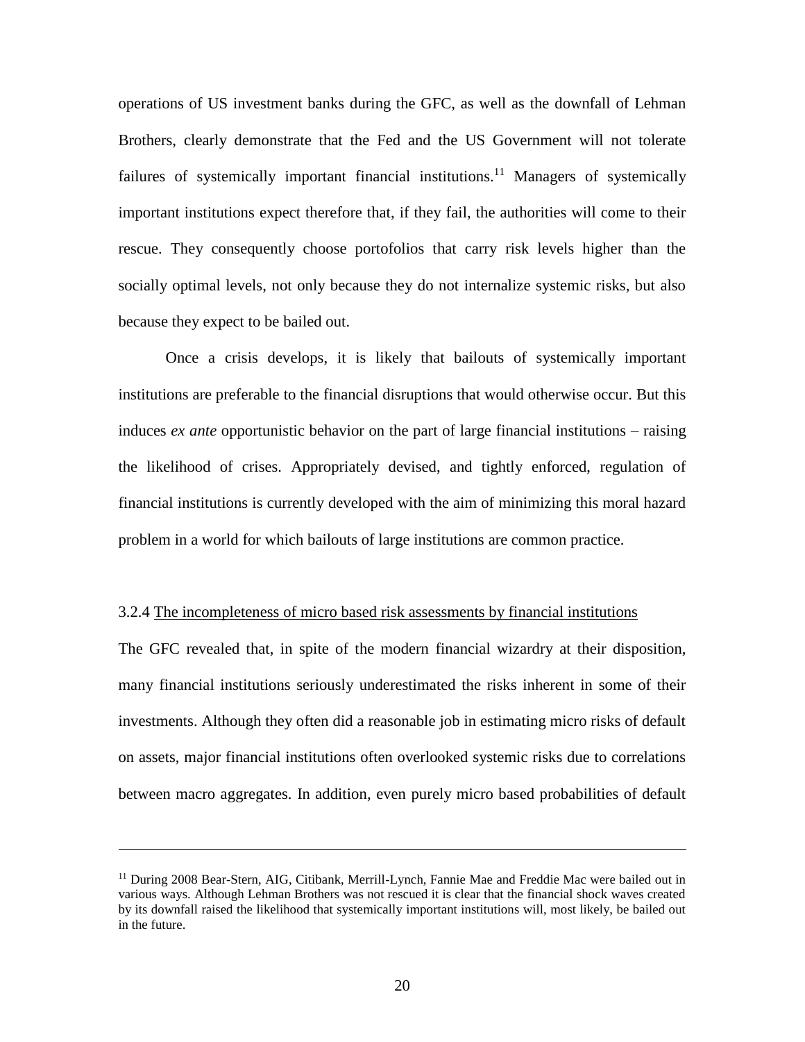operations of US investment banks during the GFC, as well as the downfall of Lehman Brothers, clearly demonstrate that the Fed and the US Government will not tolerate failures of systemically important financial institutions.[11] Managers of systemically important institutions expect therefore that, if they fail, the authorities will come to their rescue. They consequently choose portofolios that carry risk levels higher than the socially optimal levels, not only because they do not internalize systemic risks, but also because they expect to be bailed out.

Once a crisis develops, it is likely that bailouts of systemically important institutions are preferable to the financial disruptions that would otherwise occur. But this induces *ex ante* opportunistic behavior on the part of large financial institutions – raising the likelihood of crises. Appropriately devised, and tightly enforced, regulation of financial institutions is currently developed with the aim of minimizing this moral hazard problem in a world for which bailouts of large institutions are common practice.

3.2.4 <u>The incompleteness of micro based risk assessments by financial institutions</u>

The GFC revealed that, in spite of the modern financial wizardry at their disposition, many financial institutions seriously underestimated the risks inherent in some of their investments. Although they often did a reasonable job in estimating micro risks of default on assets, major financial institutions often overlooked systemic risks due to correlations between macro aggregates. In addition, even purely micro based probabilities of default

---

[11] During 2008 Bear-Stern, AIG, Citibank, Merrill-Lynch, Fannie Mae and Freddie Mac were bailed out in various ways. Although Lehman Brothers was not rescued it is clear that the financial shock waves created by its downfall raised the likelihood that systemically important institutions will, most likely, be bailed out in the future.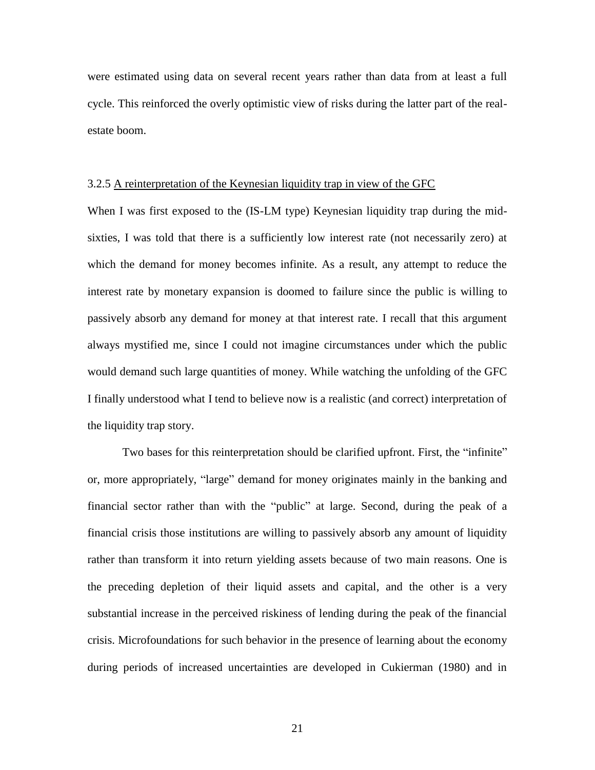were estimated using data on several recent years rather than data from at least a full cycle. This reinforced the overly optimistic view of risks during the latter part of the real-estate boom.

### 3.2.5 A reinterpretation of the Keynesian liquidity trap in view of the GFC

When I was first exposed to the (IS-LM type) Keynesian liquidity trap during the mid-sixties, I was told that there is a sufficiently low interest rate (not necessarily zero) at which the demand for money becomes infinite. As a result, any attempt to reduce the interest rate by monetary expansion is doomed to failure since the public is willing to passively absorb any demand for money at that interest rate. I recall that this argument always mystified me, since I could not imagine circumstances under which the public would demand such large quantities of money. While watching the unfolding of the GFC I finally understood what I tend to believe now is a realistic (and correct) interpretation of the liquidity trap story.

Two bases for this reinterpretation should be clarified upfront. First, the "infinite" or, more appropriately, "large" demand for money originates mainly in the banking and financial sector rather than with the "public" at large. Second, during the peak of a financial crisis those institutions are willing to passively absorb any amount of liquidity rather than transform it into return yielding assets because of two main reasons. One is the preceding depletion of their liquid assets and capital, and the other is a very substantial increase in the perceived riskiness of lending during the peak of the financial crisis. Microfoundations for such behavior in the presence of learning about the economy during periods of increased uncertainties are developed in Cukierman (1980) and in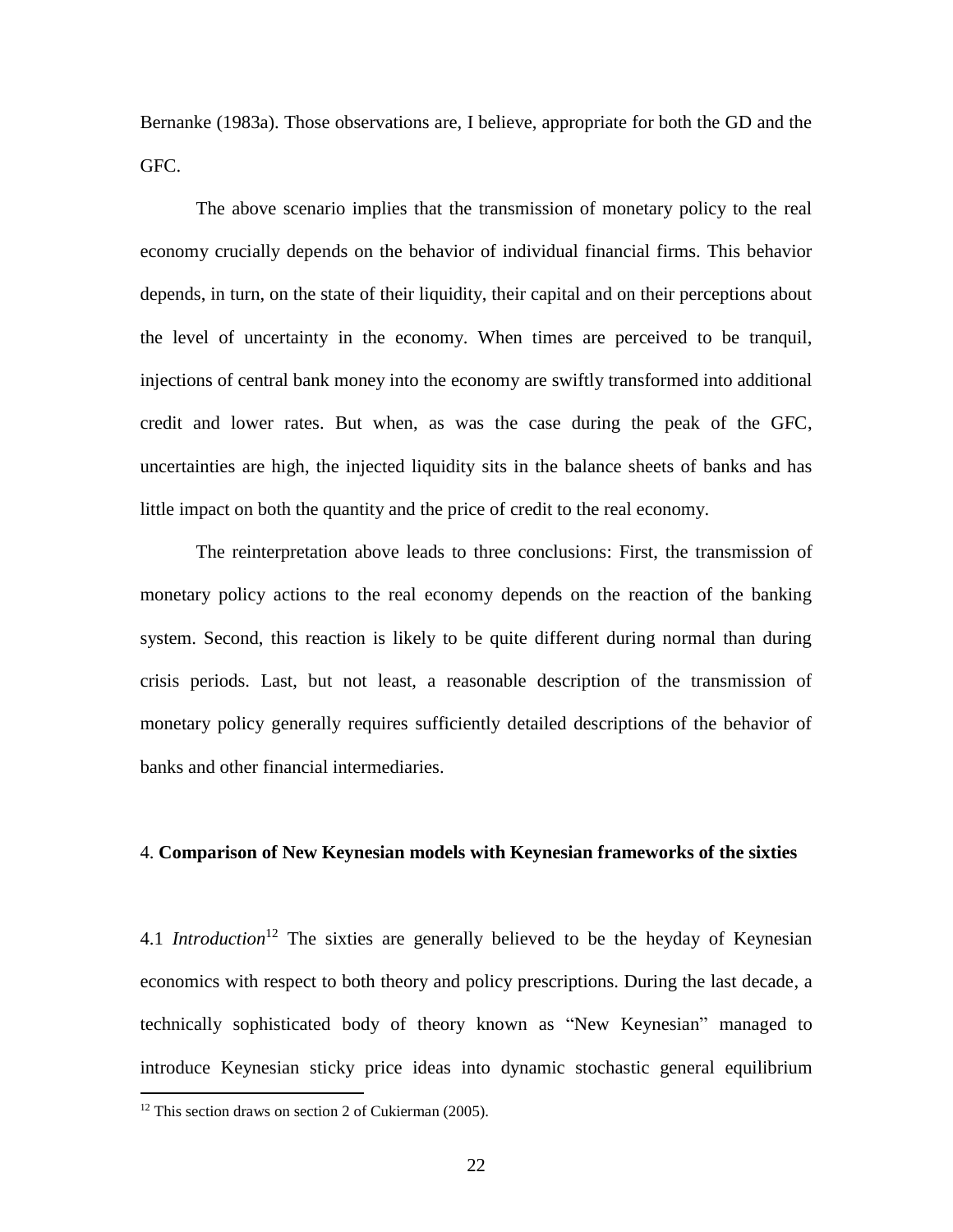Bernanke (1983a). Those observations are, I believe, appropriate for both the GD and the GFC.

The above scenario implies that the transmission of monetary policy to the real economy crucially depends on the behavior of individual financial firms. This behavior depends, in turn, on the state of their liquidity, their capital and on their perceptions about the level of uncertainty in the economy. When times are perceived to be tranquil, injections of central bank money into the economy are swiftly transformed into additional credit and lower rates. But when, as was the case during the peak of the GFC, uncertainties are high, the injected liquidity sits in the balance sheets of banks and has little impact on both the quantity and the price of credit to the real economy.

The reinterpretation above leads to three conclusions: First, the transmission of monetary policy actions to the real economy depends on the reaction of the banking system. Second, this reaction is likely to be quite different during normal than during crisis periods. Last, but not least, a reasonable description of the transmission of monetary policy generally requires sufficiently detailed descriptions of the behavior of banks and other financial intermediaries.

## 4. **Comparison of New Keynesian models with Keynesian frameworks of the sixties**

4.1 *Introduction*[12] The sixties are generally believed to be the heyday of Keynesian economics with respect to both theory and policy prescriptions. During the last decade, a technically sophisticated body of theory known as "New Keynesian" managed to introduce Keynesian sticky price ideas into dynamic stochastic general equilibrium

[12] This section draws on section 2 of Cukierman (2005).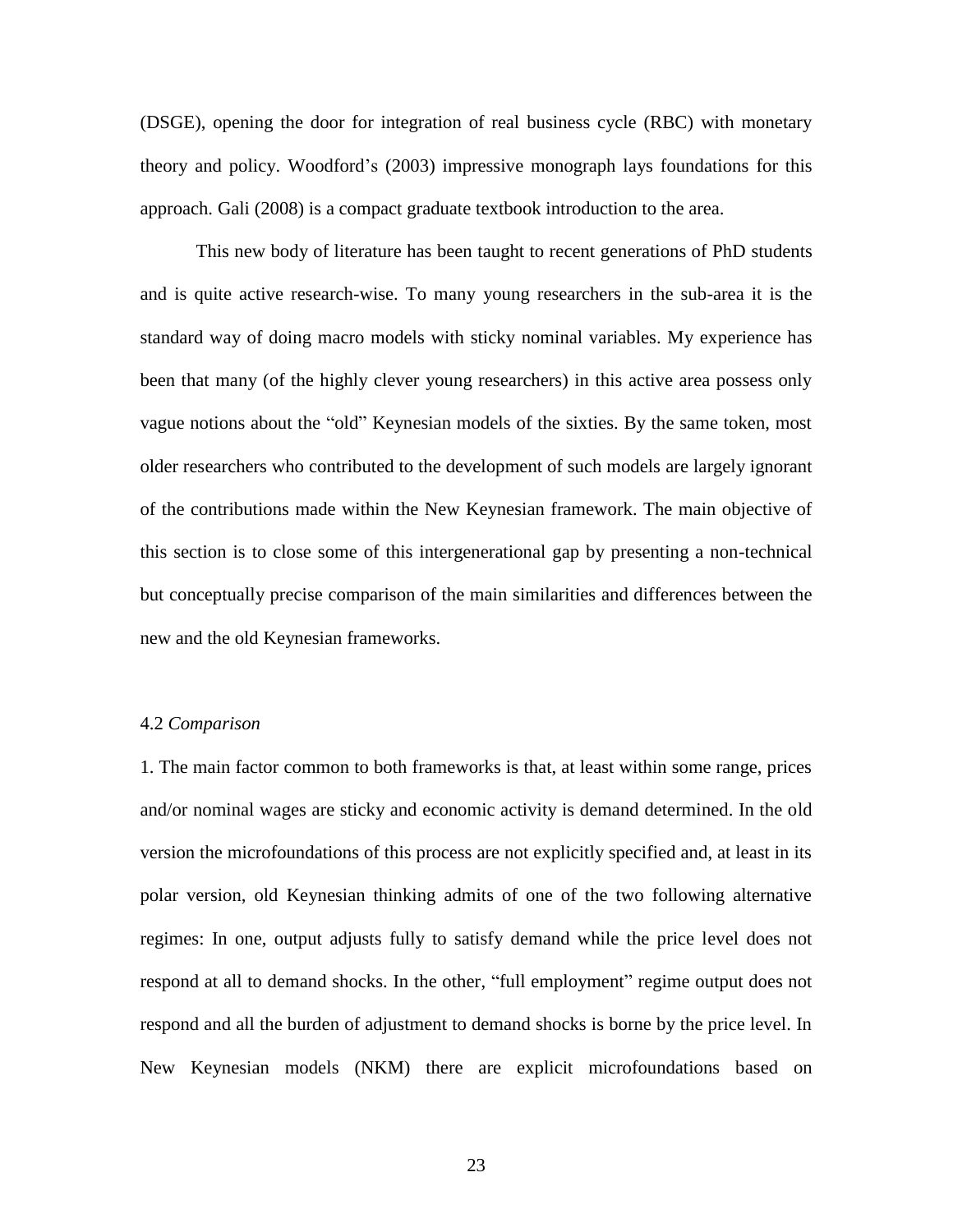(DSGE), opening the door for integration of real business cycle (RBC) with monetary theory and policy. Woodford's (2003) impressive monograph lays foundations for this approach. Gali (2008) is a compact graduate textbook introduction to the area.

This new body of literature has been taught to recent generations of PhD students and is quite active research-wise. To many young researchers in the sub-area it is the standard way of doing macro models with sticky nominal variables. My experience has been that many (of the highly clever young researchers) in this active area possess only vague notions about the "old" Keynesian models of the sixties. By the same token, most older researchers who contributed to the development of such models are largely ignorant of the contributions made within the New Keynesian framework. The main objective of this section is to close some of this intergenerational gap by presenting a non-technical but conceptually precise comparison of the main similarities and differences between the new and the old Keynesian frameworks.

### 4.2 *Comparison*

1. The main factor common to both frameworks is that, at least within some range, prices and/or nominal wages are sticky and economic activity is demand determined. In the old version the microfoundations of this process are not explicitly specified and, at least in its polar version, old Keynesian thinking admits of one of the two following alternative regimes: In one, output adjusts fully to satisfy demand while the price level does not respond at all to demand shocks. In the other, "full employment" regime output does not respond and all the burden of adjustment to demand shocks is borne by the price level. In New Keynesian models (NKM) there are explicit microfoundations based on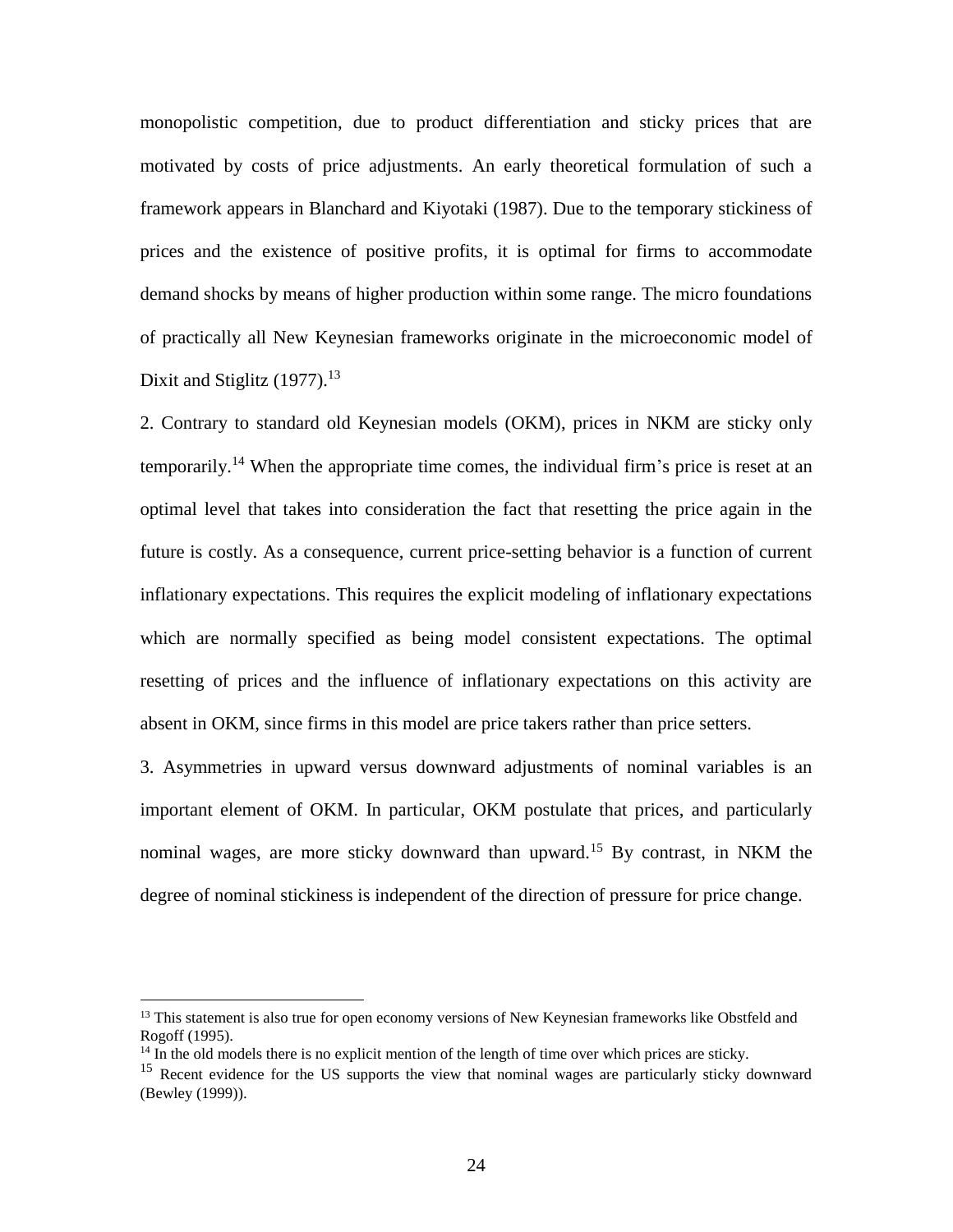monopolistic competition, due to product differentiation and sticky prices that are motivated by costs of price adjustments. An early theoretical formulation of such a framework appears in Blanchard and Kiyotaki (1987). Due to the temporary stickiness of prices and the existence of positive profits, it is optimal for firms to accommodate demand shocks by means of higher production within some range. The micro foundations of practically all New Keynesian frameworks originate in the microeconomic model of Dixit and Stiglitz (1977).[13]

2. Contrary to standard old Keynesian models (OKM), prices in NKM are sticky only temporarily.[14] When the appropriate time comes, the individual firm's price is reset at an optimal level that takes into consideration the fact that resetting the price again in the future is costly. As a consequence, current price-setting behavior is a function of current inflationary expectations. This requires the explicit modeling of inflationary expectations which are normally specified as being model consistent expectations. The optimal resetting of prices and the influence of inflationary expectations on this activity are absent in OKM, since firms in this model are price takers rather than price setters.

3. Asymmetries in upward versus downward adjustments of nominal variables is an important element of OKM. In particular, OKM postulate that prices, and particularly nominal wages, are more sticky downward than upward.[15] By contrast, in NKM the degree of nominal stickiness is independent of the direction of pressure for price change.

---

[13] This statement is also true for open economy versions of New Keynesian frameworks like Obstfeld and Rogoff (1995).

[14] In the old models there is no explicit mention of the length of time over which prices are sticky.

[15] Recent evidence for the US supports the view that nominal wages are particularly sticky downward (Bewley (1999)).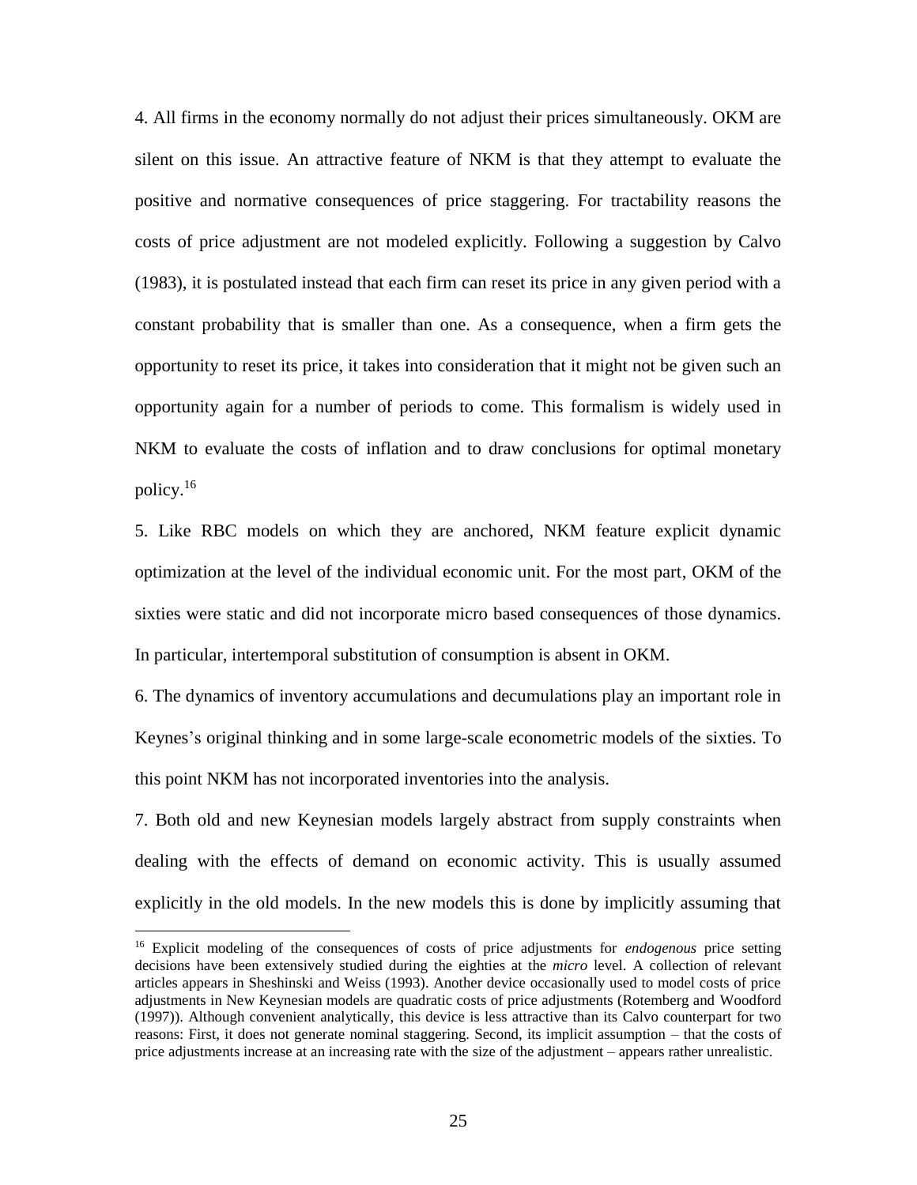4. All firms in the economy normally do not adjust their prices simultaneously. OKM are silent on this issue. An attractive feature of NKM is that they attempt to evaluate the positive and normative consequences of price staggering. For tractability reasons the costs of price adjustment are not modeled explicitly. Following a suggestion by Calvo (1983), it is postulated instead that each firm can reset its price in any given period with a constant probability that is smaller than one. As a consequence, when a firm gets the opportunity to reset its price, it takes into consideration that it might not be given such an opportunity again for a number of periods to come. This formalism is widely used in NKM to evaluate the costs of inflation and to draw conclusions for optimal monetary policy.[16]

5. Like RBC models on which they are anchored, NKM feature explicit dynamic optimization at the level of the individual economic unit. For the most part, OKM of the sixties were static and did not incorporate micro based consequences of those dynamics. In particular, intertemporal substitution of consumption is absent in OKM.

6. The dynamics of inventory accumulations and decumulations play an important role in Keynes's original thinking and in some large-scale econometric models of the sixties. To this point NKM has not incorporated inventories into the analysis.

7. Both old and new Keynesian models largely abstract from supply constraints when dealing with the effects of demand on economic activity. This is usually assumed explicitly in the old models. In the new models this is done by implicitly assuming that

[16] Explicit modeling of the consequences of costs of price adjustments for *endogenous* price setting decisions have been extensively studied during the eighties at the *micro* level. A collection of relevant articles appears in Sheshinski and Weiss (1993). Another device occasionally used to model costs of price adjustments in New Keynesian models are quadratic costs of price adjustments (Rotemberg and Woodford (1997)). Although convenient analytically, this device is less attractive than its Calvo counterpart for two reasons: First, it does not generate nominal staggering. Second, its implicit assumption – that the costs of price adjustments increase at an increasing rate with the size of the adjustment – appears rather unrealistic.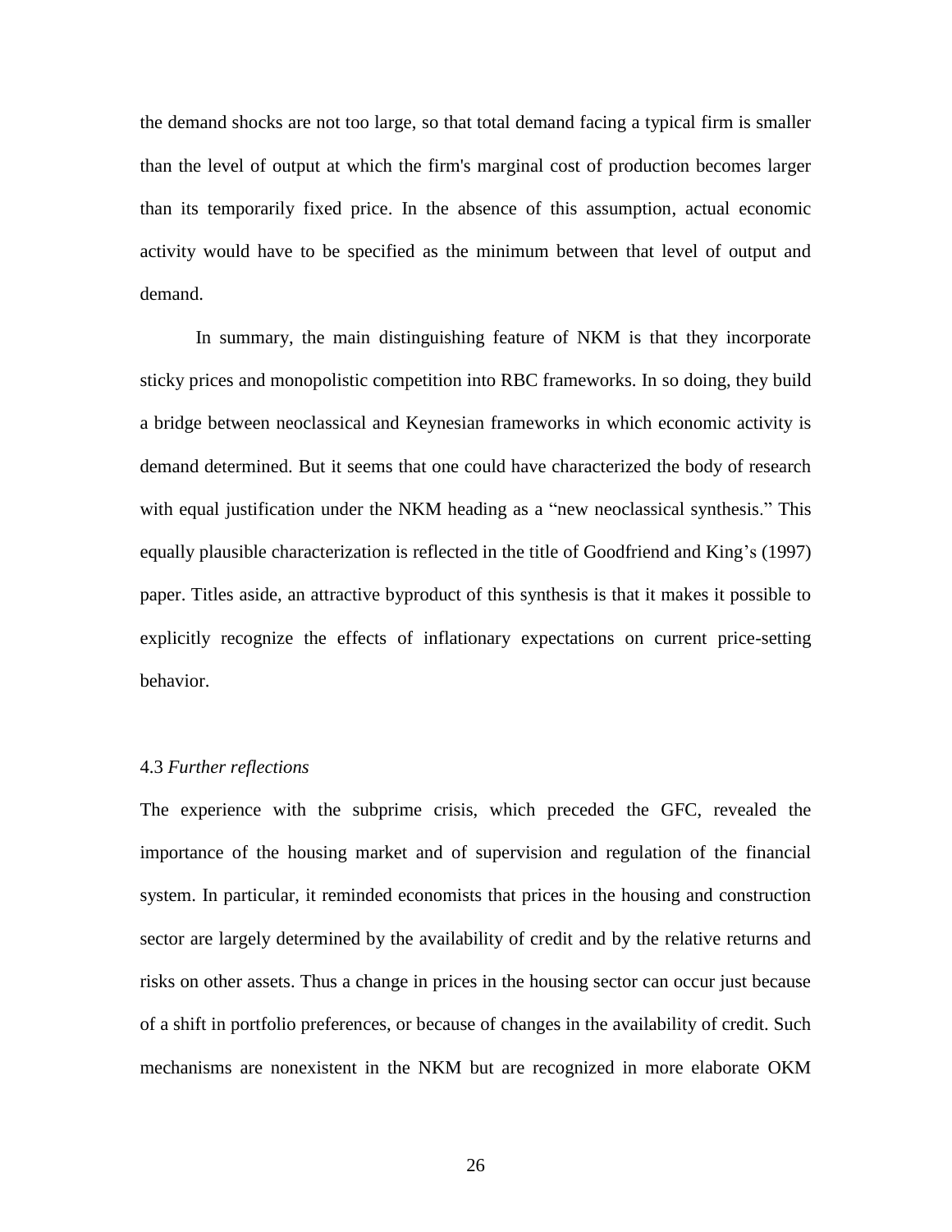the demand shocks are not too large, so that total demand facing a typical firm is smaller than the level of output at which the firm's marginal cost of production becomes larger than its temporarily fixed price. In the absence of this assumption, actual economic activity would have to be specified as the minimum between that level of output and demand.

In summary, the main distinguishing feature of NKM is that they incorporate sticky prices and monopolistic competition into RBC frameworks. In so doing, they build a bridge between neoclassical and Keynesian frameworks in which economic activity is demand determined. But it seems that one could have characterized the body of research with equal justification under the NKM heading as a "new neoclassical synthesis." This equally plausible characterization is reflected in the title of Goodfriend and King's (1997) paper. Titles aside, an attractive byproduct of this synthesis is that it makes it possible to explicitly recognize the effects of inflationary expectations on current price-setting behavior.

### 4.3 *Further reflections*

The experience with the subprime crisis, which preceded the GFC, revealed the importance of the housing market and of supervision and regulation of the financial system. In particular, it reminded economists that prices in the housing and construction sector are largely determined by the availability of credit and by the relative returns and risks on other assets. Thus a change in prices in the housing sector can occur just because of a shift in portfolio preferences, or because of changes in the availability of credit. Such mechanisms are nonexistent in the NKM but are recognized in more elaborate OKM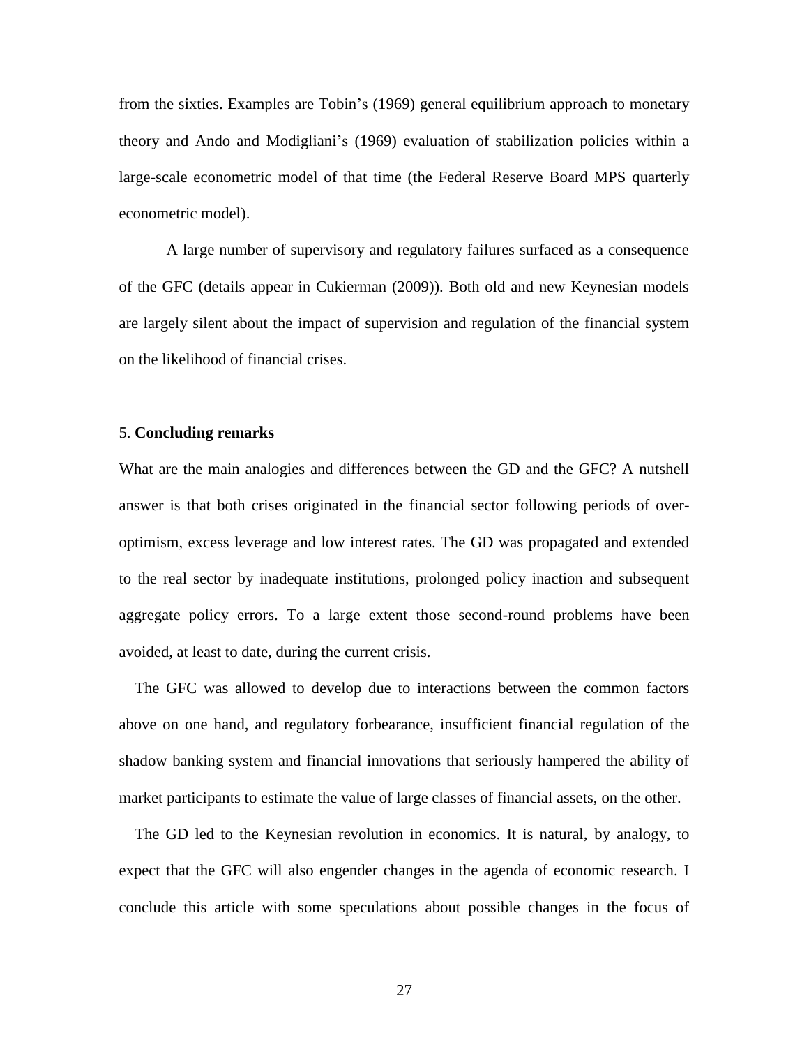from the sixties. Examples are Tobin's (1969) general equilibrium approach to monetary theory and Ando and Modigliani's (1969) evaluation of stabilization policies within a large-scale econometric model of that time (the Federal Reserve Board MPS quarterly econometric model).

A large number of supervisory and regulatory failures surfaced as a consequence of the GFC (details appear in Cukierman (2009)). Both old and new Keynesian models are largely silent about the impact of supervision and regulation of the financial system on the likelihood of financial crises.

## 5. **Concluding remarks**

What are the main analogies and differences between the GD and the GFC? A nutshell answer is that both crises originated in the financial sector following periods of over-optimism, excess leverage and low interest rates. The GD was propagated and extended to the real sector by inadequate institutions, prolonged policy inaction and subsequent aggregate policy errors. To a large extent those second-round problems have been avoided, at least to date, during the current crisis.

The GFC was allowed to develop due to interactions between the common factors above on one hand, and regulatory forbearance, insufficient financial regulation of the shadow banking system and financial innovations that seriously hampered the ability of market participants to estimate the value of large classes of financial assets, on the other.

The GD led to the Keynesian revolution in economics. It is natural, by analogy, to expect that the GFC will also engender changes in the agenda of economic research. I conclude this article with some speculations about possible changes in the focus of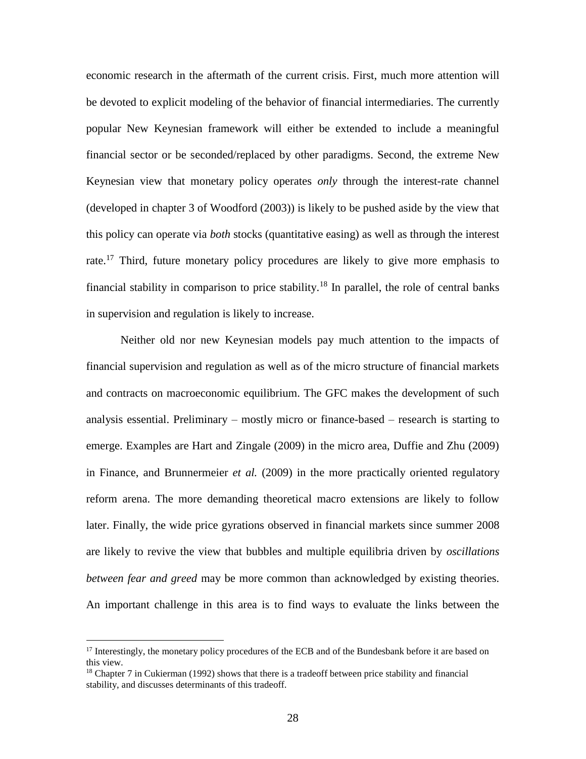economic research in the aftermath of the current crisis. First, much more attention will be devoted to explicit modeling of the behavior of financial intermediaries. The currently popular New Keynesian framework will either be extended to include a meaningful financial sector or be seconded/replaced by other paradigms. Second, the extreme New Keynesian view that monetary policy operates *only* through the interest-rate channel (developed in chapter 3 of Woodford (2003)) is likely to be pushed aside by the view that this policy can operate via *both* stocks (quantitative easing) as well as through the interest rate.[17] Third, future monetary policy procedures are likely to give more emphasis to financial stability in comparison to price stability.[18] In parallel, the role of central banks in supervision and regulation is likely to increase.

Neither old nor new Keynesian models pay much attention to the impacts of financial supervision and regulation as well as of the micro structure of financial markets and contracts on macroeconomic equilibrium. The GFC makes the development of such analysis essential. Preliminary – mostly micro or finance-based – research is starting to emerge. Examples are Hart and Zingale (2009) in the micro area, Duffie and Zhu (2009) in Finance, and Brunnermeier *et al.* (2009) in the more practically oriented regulatory reform arena. The more demanding theoretical macro extensions are likely to follow later. Finally, the wide price gyrations observed in financial markets since summer 2008 are likely to revive the view that bubbles and multiple equilibria driven by *oscillations between fear and greed* may be more common than acknowledged by existing theories. An important challenge in this area is to find ways to evaluate the links between the

[17] Interestingly, the monetary policy procedures of the ECB and of the Bundesbank before it are based on this view.

[18] Chapter 7 in Cukierman (1992) shows that there is a tradeoff between price stability and financial stability, and discusses determinants of this tradeoff.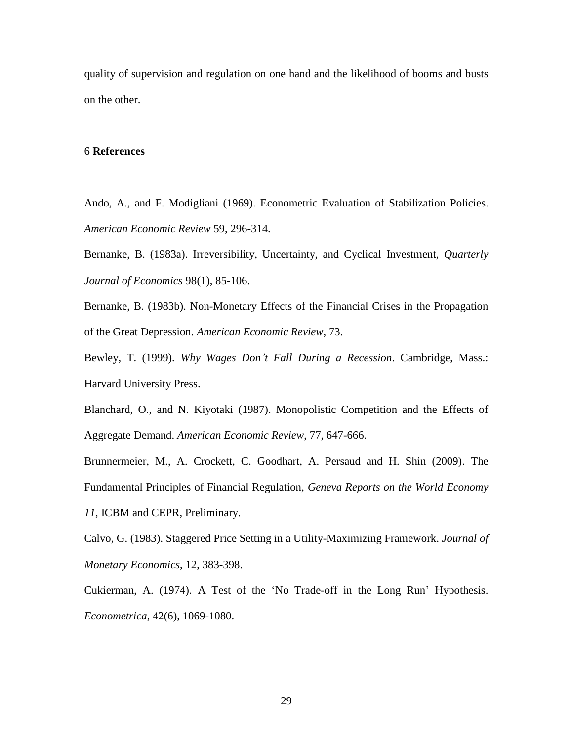quality of supervision and regulation on one hand and the likelihood of booms and busts on the other.

## 6 References

Ando, A., and F. Modigliani (1969). Econometric Evaluation of Stabilization Policies. *American Economic Review* 59, 296-314.

Bernanke, B. (1983a). Irreversibility, Uncertainty, and Cyclical Investment, *Quarterly Journal of Economics* 98(1), 85-106.

Bernanke, B. (1983b). Non-Monetary Effects of the Financial Crises in the Propagation of the Great Depression. *American Economic Review*, 73.

Bewley, T. (1999). *Why Wages Don't Fall During a Recession*. Cambridge, Mass.: Harvard University Press.

Blanchard, O., and N. Kiyotaki (1987). Monopolistic Competition and the Effects of Aggregate Demand. *American Economic Review*, 77, 647-666.

Brunnermeier, M., A. Crockett, C. Goodhart, A. Persaud and H. Shin (2009). The Fundamental Principles of Financial Regulation, *Geneva Reports on the World Economy 11*, ICBM and CEPR, Preliminary.

Calvo, G. (1983). Staggered Price Setting in a Utility-Maximizing Framework. *Journal of Monetary Economics*, 12, 383-398.

Cukierman, A. (1974). A Test of the 'No Trade-off in the Long Run' Hypothesis. *Econometrica*, 42(6), 1069-1080.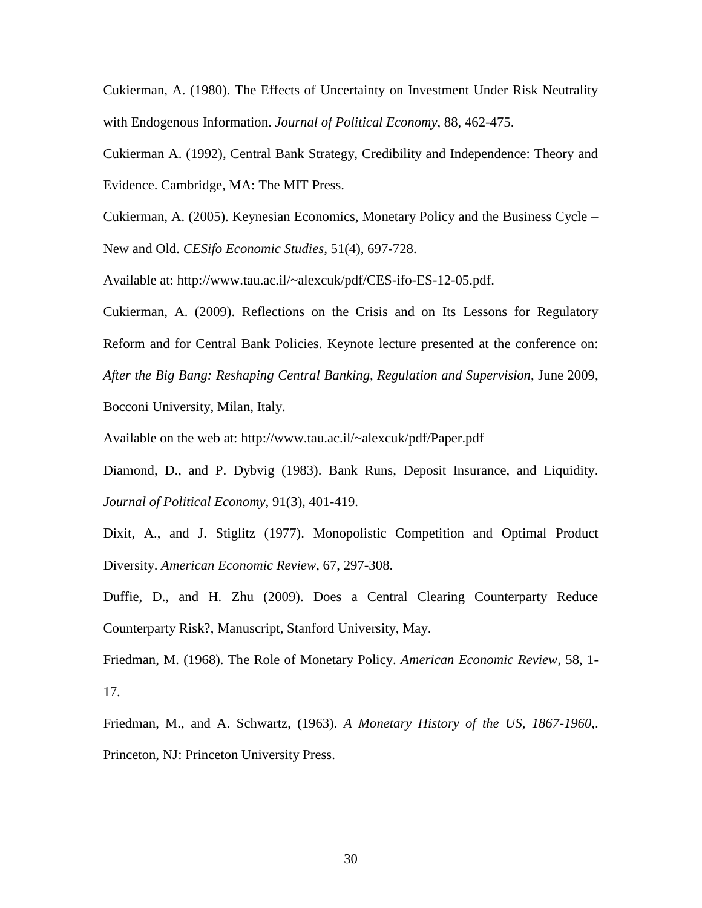Cukierman, A. (1980). The Effects of Uncertainty on Investment Under Risk Neutrality with Endogenous Information. *Journal of Political Economy*, 88, 462-475.

Cukierman A. (1992), Central Bank Strategy, Credibility and Independence: Theory and Evidence. Cambridge, MA: The MIT Press.

Cukierman, A. (2005). Keynesian Economics, Monetary Policy and the Business Cycle – New and Old. *CESifo Economic Studies*, 51(4), 697-728.

Available at: http://www.tau.ac.il/~alexcuk/pdf/CES-ifo-ES-12-05.pdf.

Cukierman, A. (2009). Reflections on the Crisis and on Its Lessons for Regulatory Reform and for Central Bank Policies. Keynote lecture presented at the conference on: *After the Big Bang: Reshaping Central Banking, Regulation and Supervision*, June 2009, Bocconi University, Milan, Italy.

Available on the web at: http://www.tau.ac.il/~alexcuk/pdf/Paper.pdf

Diamond, D., and P. Dybvig (1983). Bank Runs, Deposit Insurance, and Liquidity. *Journal of Political Economy*, 91(3), 401-419.

Dixit, A., and J. Stiglitz (1977). Monopolistic Competition and Optimal Product Diversity. *American Economic Review*, 67, 297-308.

Duffie, D., and H. Zhu (2009). Does a Central Clearing Counterparty Reduce Counterparty Risk?, Manuscript, Stanford University, May.

Friedman, M. (1968). The Role of Monetary Policy. *American Economic Review*, 58, 1-17.

Friedman, M., and A. Schwartz, (1963). *A Monetary History of the US, 1867-1960*,. Princeton, NJ: Princeton University Press.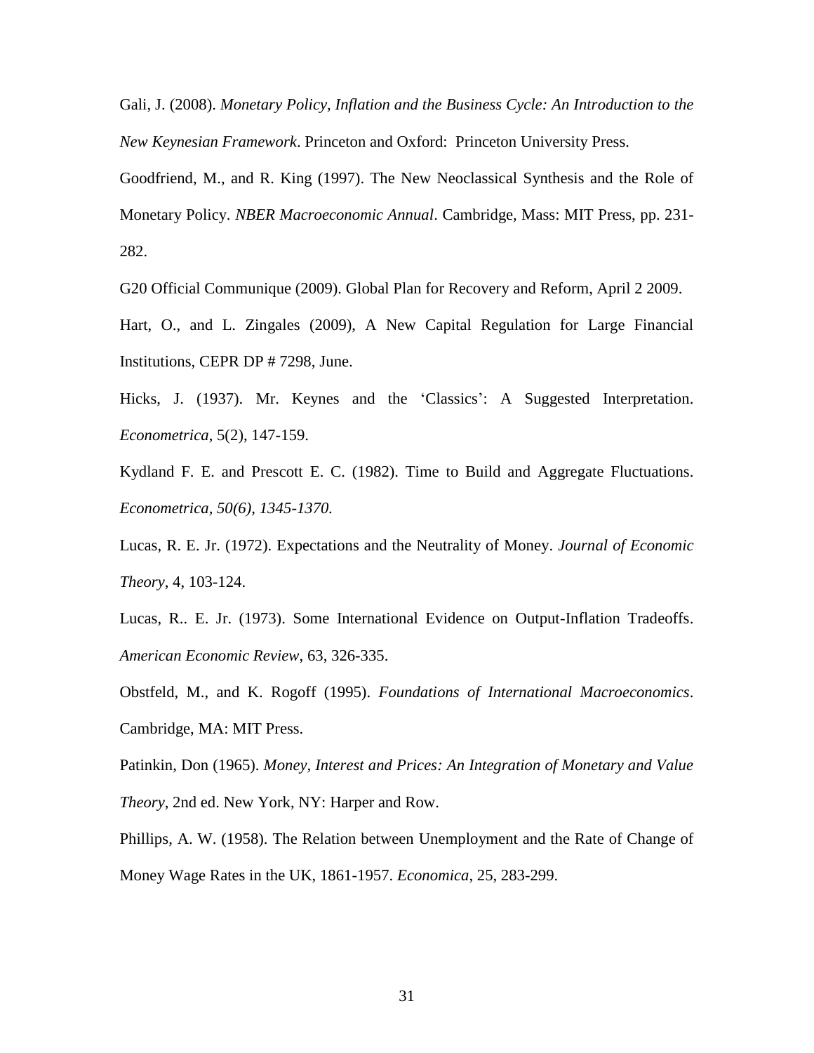Gali, J. (2008). *Monetary Policy, Inflation and the Business Cycle: An Introduction to the New Keynesian Framework*. Princeton and Oxford: Princeton University Press.

Goodfriend, M., and R. King (1997). The New Neoclassical Synthesis and the Role of Monetary Policy. *NBER Macroeconomic Annual*. Cambridge, Mass: MIT Press, pp. 231-282.

G20 Official Communique (2009). Global Plan for Recovery and Reform, April 2 2009.

Hart, O., and L. Zingales (2009), A New Capital Regulation for Large Financial Institutions, CEPR DP # 7298, June.

Hicks, J. (1937). Mr. Keynes and the 'Classics': A Suggested Interpretation. *Econometrica*, 5(2), 147-159.

Kydland F. E. and Prescott E. C. (1982). Time to Build and Aggregate Fluctuations. *Econometrica, 50(6), 1345-1370.*

Lucas, R. E. Jr. (1972). Expectations and the Neutrality of Money. *Journal of Economic Theory*, 4, 103-124.

Lucas, R.. E. Jr. (1973). Some International Evidence on Output-Inflation Tradeoffs. *American Economic Review*, 63, 326-335.

Obstfeld, M., and K. Rogoff (1995). *Foundations of International Macroeconomics*. Cambridge, MA: MIT Press.

Patinkin, Don (1965). *Money, Interest and Prices: An Integration of Monetary and Value Theory*, 2nd ed. New York, NY: Harper and Row.

Phillips, A. W. (1958). The Relation between Unemployment and the Rate of Change of Money Wage Rates in the UK, 1861-1957. *Economica*, 25, 283-299.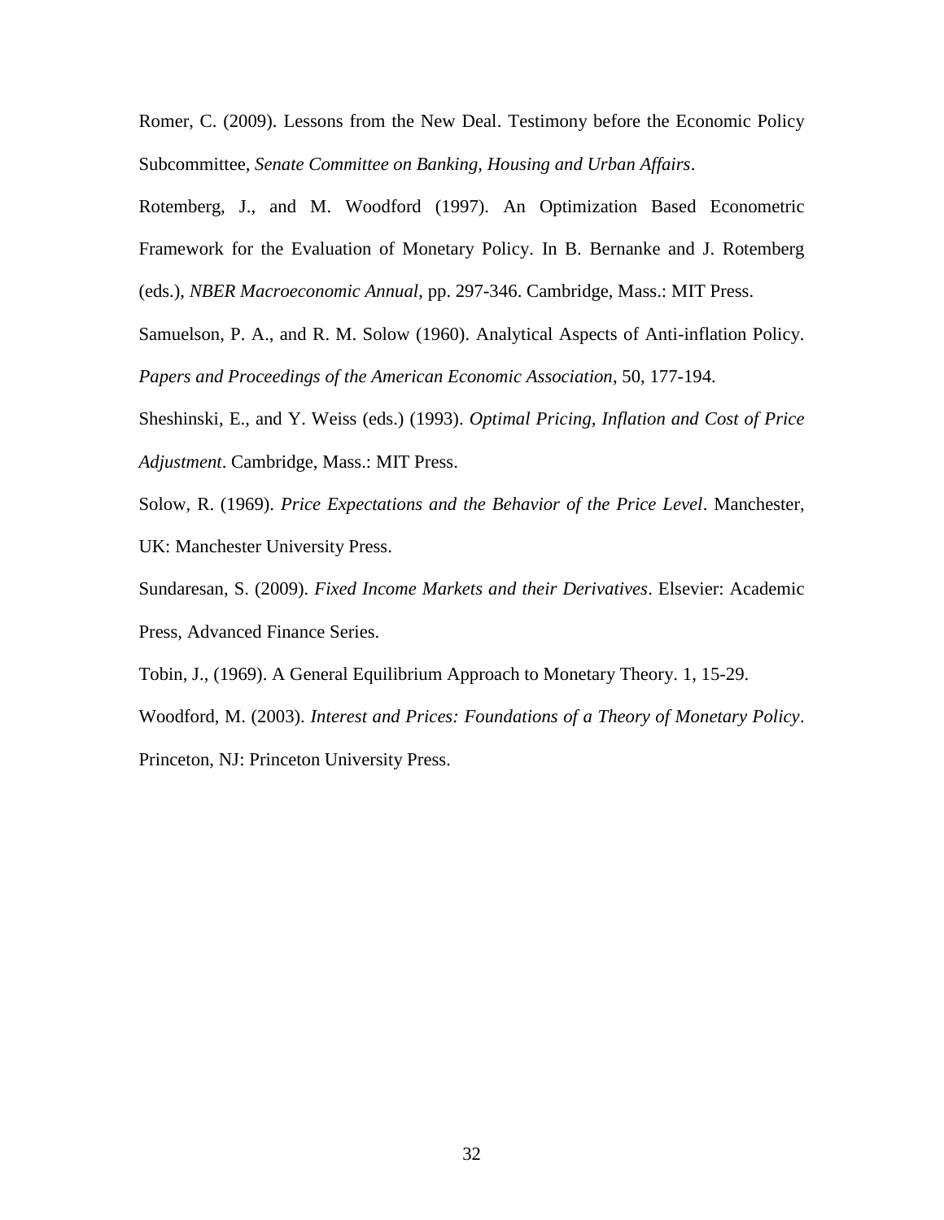Romer, C. (2009). Lessons from the New Deal. Testimony before the Economic Policy Subcommittee, *Senate Committee on Banking, Housing and Urban Affairs*.

Rotemberg, J., and M. Woodford (1997). An Optimization Based Econometric Framework for the Evaluation of Monetary Policy. In B. Bernanke and J. Rotemberg (eds.), *NBER Macroeconomic Annual*, pp. 297-346. Cambridge, Mass.: MIT Press.

Samuelson, P. A., and R. M. Solow (1960). Analytical Aspects of Anti-inflation Policy. *Papers and Proceedings of the American Economic Association*, 50, 177-194.

Sheshinski, E., and Y. Weiss (eds.) (1993). *Optimal Pricing, Inflation and Cost of Price Adjustment*. Cambridge, Mass.: MIT Press.

Solow, R. (1969). *Price Expectations and the Behavior of the Price Level*. Manchester, UK: Manchester University Press.

Sundaresan, S. (2009). *Fixed Income Markets and their Derivatives*. Elsevier: Academic Press, Advanced Finance Series.

Tobin, J., (1969). A General Equilibrium Approach to Monetary Theory. 1, 15-29.

Woodford, M. (2003). *Interest and Prices: Foundations of a Theory of Monetary Policy*. Princeton, NJ: Princeton University Press.